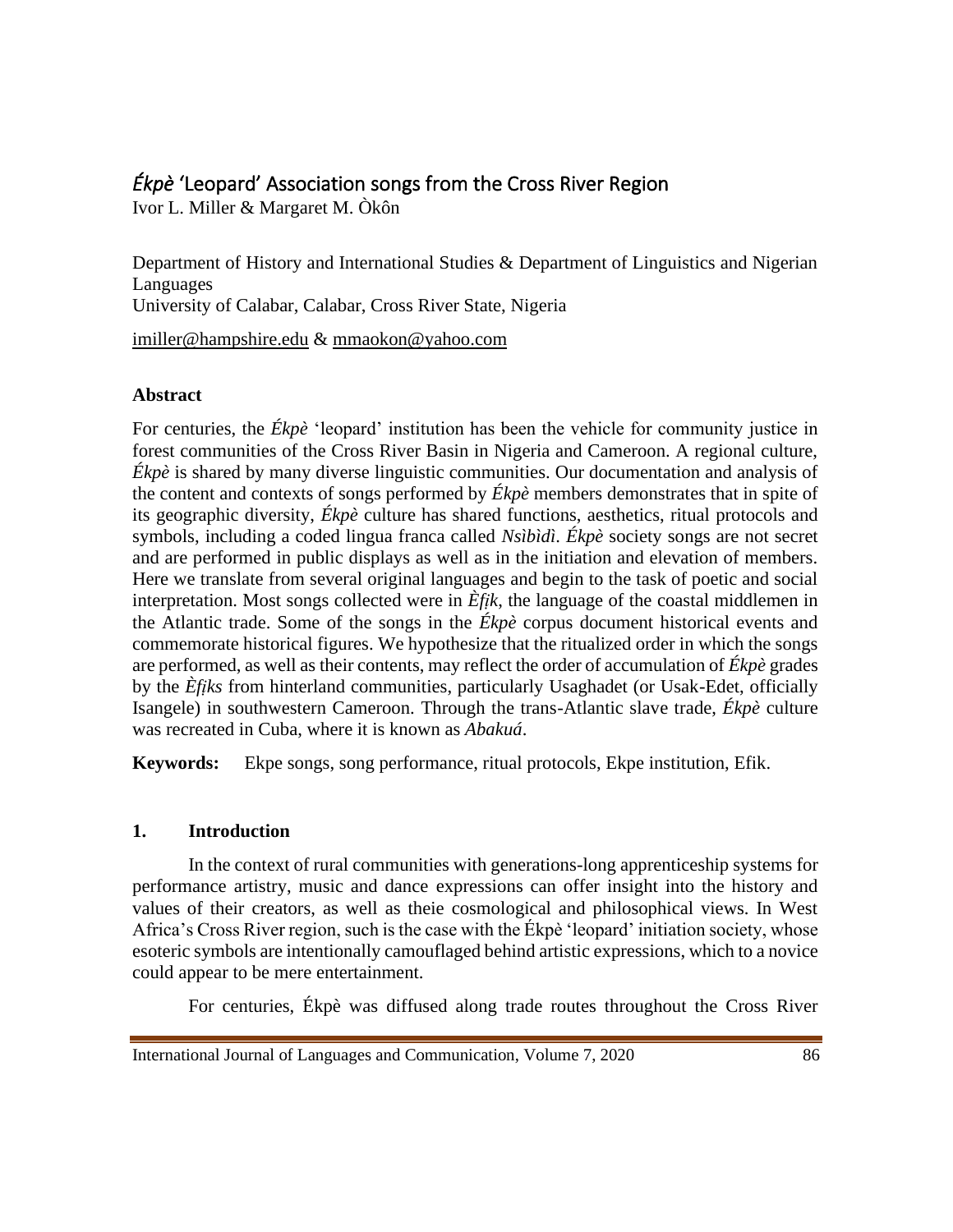# *Ékpè* 'Leopard' Association songs from the Cross River Region

Ivor L. Miller & Margaret M. Òkôn

Department of History and International Studies & Department of Linguistics and Nigerian Languages
University of Calabar, Calabar, Cross River State, Nigeria

imiller@hampshire.edu & mmaokon@yahoo.com

## Abstract

For centuries, the *Ékpè* 'leopard' institution has been the vehicle for community justice in forest communities of the Cross River Basin in Nigeria and Cameroon. A regional culture, *Ékpè* is shared by many diverse linguistic communities. Our documentation and analysis of the content and contexts of songs performed by *Ékpè* members demonstrates that in spite of its geographic diversity, *Ékpè* culture has shared functions, aesthetics, ritual protocols and symbols, including a coded lingua franca called *Nsìbìdì*. *Ékpè* society songs are not secret and are performed in public displays as well as in the initiation and elevation of members. Here we translate from several original languages and begin to the task of poetic and social interpretation. Most songs collected were in *Èfịk*, the language of the coastal middlemen in the Atlantic trade. Some of the songs in the *Ékpè* corpus document historical events and commemorate historical figures. We hypothesize that the ritualized order in which the songs are performed, as well as their contents, may reflect the order of accumulation of *Ékpè* grades by the *Èfịks* from hinterland communities, particularly Usaghadet (or Usak-Edet, officially Isangele) in southwestern Cameroon. Through the trans-Atlantic slave trade, *Ékpè* culture was recreated in Cuba, where it is known as *Abakuá*.

**Keywords:** Ekpe songs, song performance, ritual protocols, Ekpe institution, Efik.

## 1. Introduction

In the context of rural communities with generations-long apprenticeship systems for performance artistry, music and dance expressions can offer insight into the history and values of their creators, as well as theie cosmological and philosophical views. In West Africa's Cross River region, such is the case with the Ékpè 'leopard' initiation society, whose esoteric symbols are intentionally camouflaged behind artistic expressions, which to a novice could appear to be mere entertainment.

For centuries, Ékpè was diffused along trade routes throughout the Cross River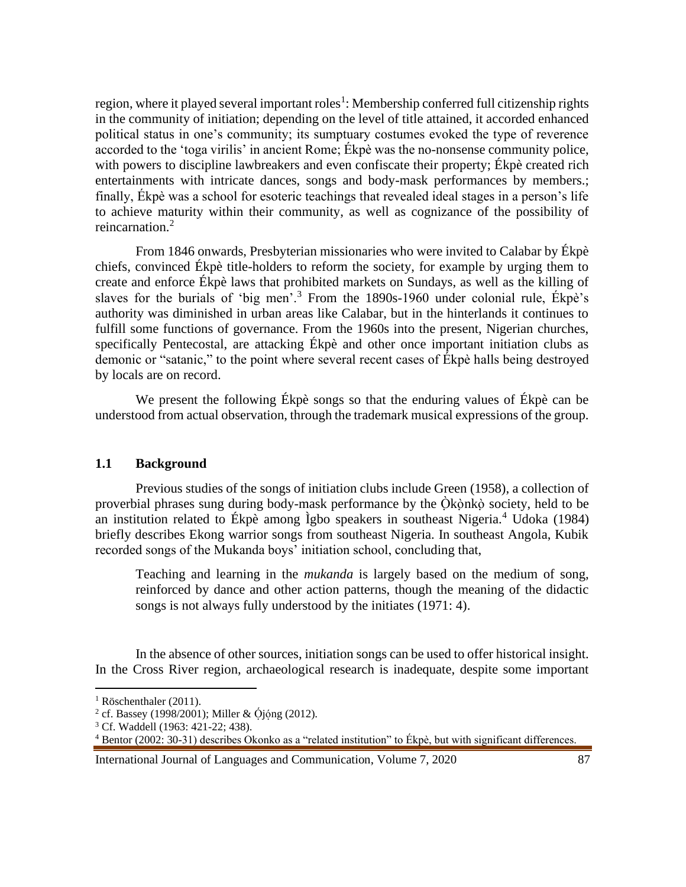region, where it played several important roles[1]: Membership conferred full citizenship rights in the community of initiation; depending on the level of title attained, it accorded enhanced political status in one's community; its sumptuary costumes evoked the type of reverence accorded to the 'toga virilis' in ancient Rome; Ékpè was the no-nonsense community police, with powers to discipline lawbreakers and even confiscate their property; Ékpè created rich entertainments with intricate dances, songs and body-mask performances by members.; finally, Ékpè was a school for esoteric teachings that revealed ideal stages in a person's life to achieve maturity within their community, as well as cognizance of the possibility of reincarnation.[2]

From 1846 onwards, Presbyterian missionaries who were invited to Calabar by Ékpè chiefs, convinced Ékpè title-holders to reform the society, for example by urging them to create and enforce Ékpè laws that prohibited markets on Sundays, as well as the killing of slaves for the burials of 'big men'.[3] From the 1890s-1960 under colonial rule, Ékpè's authority was diminished in urban areas like Calabar, but in the hinterlands it continues to fulfill some functions of governance. From the 1960s into the present, Nigerian churches, specifically Pentecostal, are attacking Ékpè and other once important initiation clubs as demonic or "satanic," to the point where several recent cases of Ékpè halls being destroyed by locals are on record.

We present the following Ékpè songs so that the enduring values of Ékpè can be understood from actual observation, through the trademark musical expressions of the group.

### 1.1 Background

Previous studies of the songs of initiation clubs include Green (1958), a collection of proverbial phrases sung during body-mask performance by the Ọ̀kọ̀nkọ̀ society, held to be an institution related to Ékpè among Ìgbo speakers in southeast Nigeria.[4] Udoka (1984) briefly describes Ekong warrior songs from southeast Nigeria. In southeast Angola, Kubik recorded songs of the Mukanda boys' initiation school, concluding that,

> Teaching and learning in the *mukanda* is largely based on the medium of song, reinforced by dance and other action patterns, though the meaning of the didactic songs is not always fully understood by the initiates (1971: 4).

In the absence of other sources, initiation songs can be used to offer historical insight. In the Cross River region, archaeological research is inadequate, despite some important

---

[1] Röschenthaler (2011).

[2] cf. Bassey (1998/2001); Miller & Ọ́jọ́ng (2012).

[3] Cf. Waddell (1963: 421-22; 438).

[4] Bentor (2002: 30-31) describes Okonko as a "related institution" to Ékpè, but with significant differences.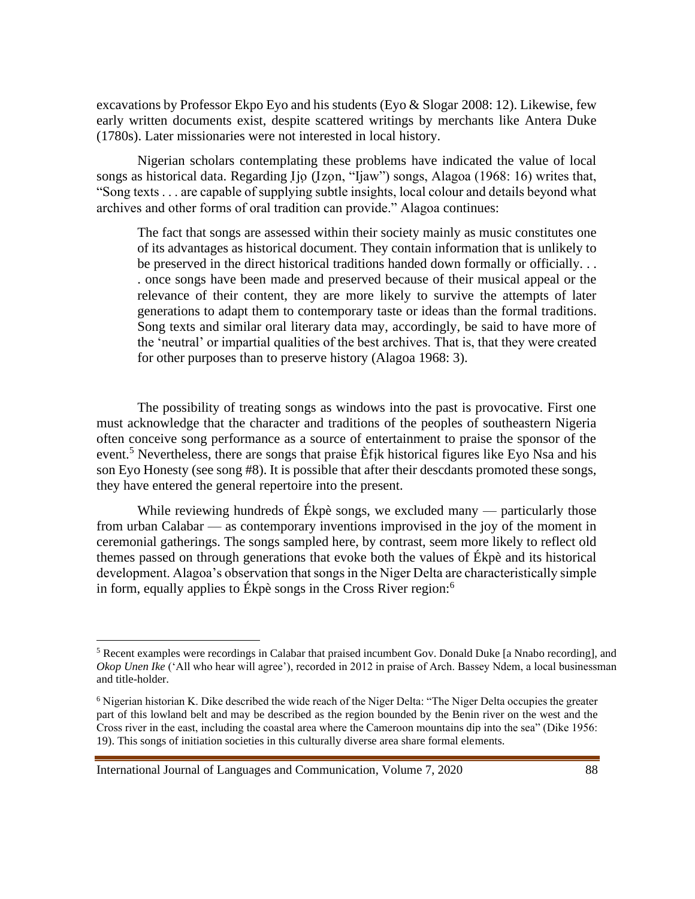excavations by Professor Ekpo Eyo and his students (Eyo & Slogar 2008: 12). Likewise, few early written documents exist, despite scattered writings by merchants like Antera Duke (1780s). Later missionaries were not interested in local history.

Nigerian scholars contemplating these problems have indicated the value of local songs as historical data. Regarding Ịjọ (Ịzọn, "Ijaw") songs, Alagoa (1968: 16) writes that, "Song texts . . . are capable of supplying subtle insights, local colour and details beyond what archives and other forms of oral tradition can provide." Alagoa continues:

> The fact that songs are assessed within their society mainly as music constitutes one of its advantages as historical document. They contain information that is unlikely to be preserved in the direct historical traditions handed down formally or officially. . . . once songs have been made and preserved because of their musical appeal or the relevance of their content, they are more likely to survive the attempts of later generations to adapt them to contemporary taste or ideas than the formal traditions. Song texts and similar oral literary data may, accordingly, be said to have more of the 'neutral' or impartial qualities of the best archives. That is, that they were created for other purposes than to preserve history (Alagoa 1968: 3).

The possibility of treating songs as windows into the past is provocative. First one must acknowledge that the character and traditions of the peoples of southeastern Nigeria often conceive song performance as a source of entertainment to praise the sponsor of the event.[5] Nevertheless, there are songs that praise Èfịk historical figures like Eyo Nsa and his son Eyo Honesty (see song #8). It is possible that after their descdants promoted these songs, they have entered the general repertoire into the present.

While reviewing hundreds of Ékpè songs, we excluded many — particularly those from urban Calabar — as contemporary inventions improvised in the joy of the moment in ceremonial gatherings. The songs sampled here, by contrast, seem more likely to reflect old themes passed on through generations that evoke both the values of Ékpè and its historical development. Alagoa's observation that songs in the Niger Delta are characteristically simple in form, equally applies to Ékpè songs in the Cross River region:[6]

---

[5] Recent examples were recordings in Calabar that praised incumbent Gov. Donald Duke [a Nnabo recording], and *Okop Unen Ike* ('All who hear will agree'), recorded in 2012 in praise of Arch. Bassey Ndem, a local businessman and title-holder.

[6] Nigerian historian K. Dike described the wide reach of the Niger Delta: "The Niger Delta occupies the greater part of this lowland belt and may be described as the region bounded by the Benin river on the west and the Cross river in the east, including the coastal area where the Cameroon mountains dip into the sea" (Dike 1956: 19). This songs of initiation societies in this culturally diverse area share formal elements.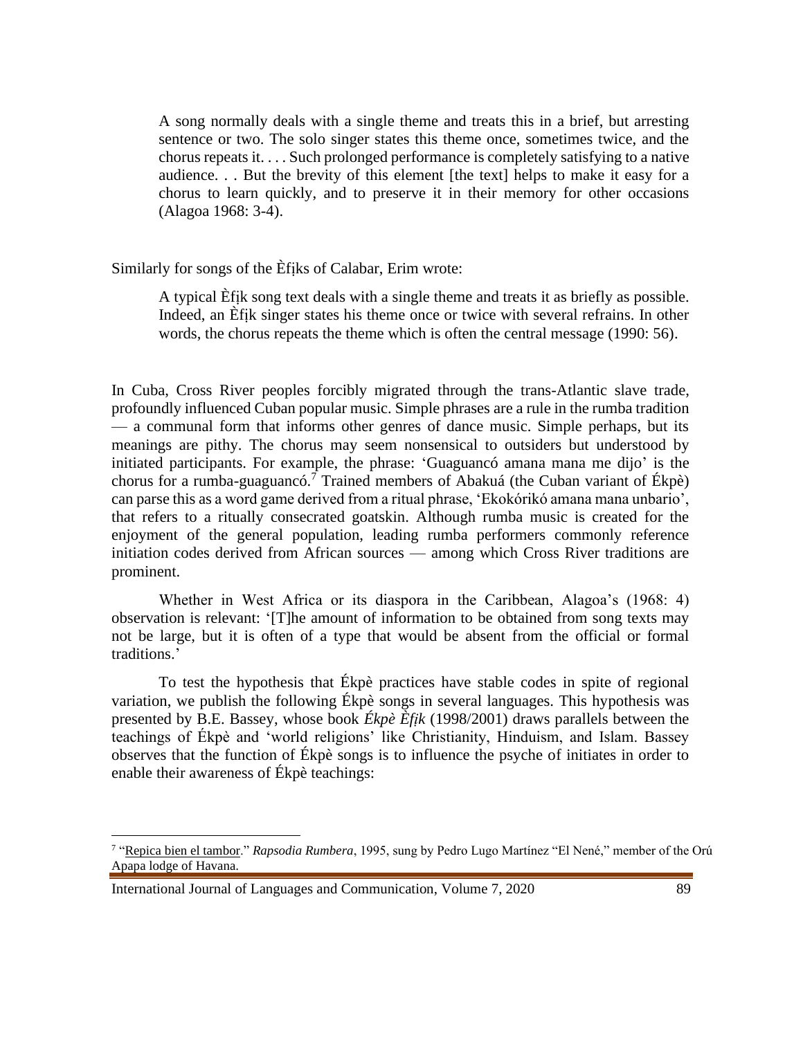> A song normally deals with a single theme and treats this in a brief, but arresting sentence or two. The solo singer states this theme once, sometimes twice, and the chorus repeats it. . . . Such prolonged performance is completely satisfying to a native audience. . . But the brevity of this element [the text] helps to make it easy for a chorus to learn quickly, and to preserve it in their memory for other occasions (Alagoa 1968: 3-4).

Similarly for songs of the Èfịks of Calabar, Erim wrote:

> A typical Èfịk song text deals with a single theme and treats it as briefly as possible. Indeed, an Èfịk singer states his theme once or twice with several refrains. In other words, the chorus repeats the theme which is often the central message (1990: 56).

In Cuba, Cross River peoples forcibly migrated through the trans-Atlantic slave trade, profoundly influenced Cuban popular music. Simple phrases are a rule in the rumba tradition — a communal form that informs other genres of dance music. Simple perhaps, but its meanings are pithy. The chorus may seem nonsensical to outsiders but understood by initiated participants. For example, the phrase: 'Guaguancó amana mana me dijo' is the chorus for a rumba-guaguancó.[7] Trained members of Abakuá (the Cuban variant of Ékpè) can parse this as a word game derived from a ritual phrase, 'Ekokórikó amana mana unbario', that refers to a ritually consecrated goatskin. Although rumba music is created for the enjoyment of the general population, leading rumba performers commonly reference initiation codes derived from African sources — among which Cross River traditions are prominent.

Whether in West Africa or its diaspora in the Caribbean, Alagoa's (1968: 4) observation is relevant: '[T]he amount of information to be obtained from song texts may not be large, but it is often of a type that would be absent from the official or formal traditions.'

To test the hypothesis that Ékpè practices have stable codes in spite of regional variation, we publish the following Ékpè songs in several languages. This hypothesis was presented by B.E. Bassey, whose book *Ékpè Èfịk* (1998/2001) draws parallels between the teachings of Ékpè and 'world religions' like Christianity, Hinduism, and Islam. Bassey observes that the function of Ékpè songs is to influence the psyche of initiates in order to enable their awareness of Ékpè teachings:

---

[7] "Repica bien el tambor." *Rapsodia Rumbera*, 1995, sung by Pedro Lugo Martínez "El Nené," member of the Orú Apapa lodge of Havana.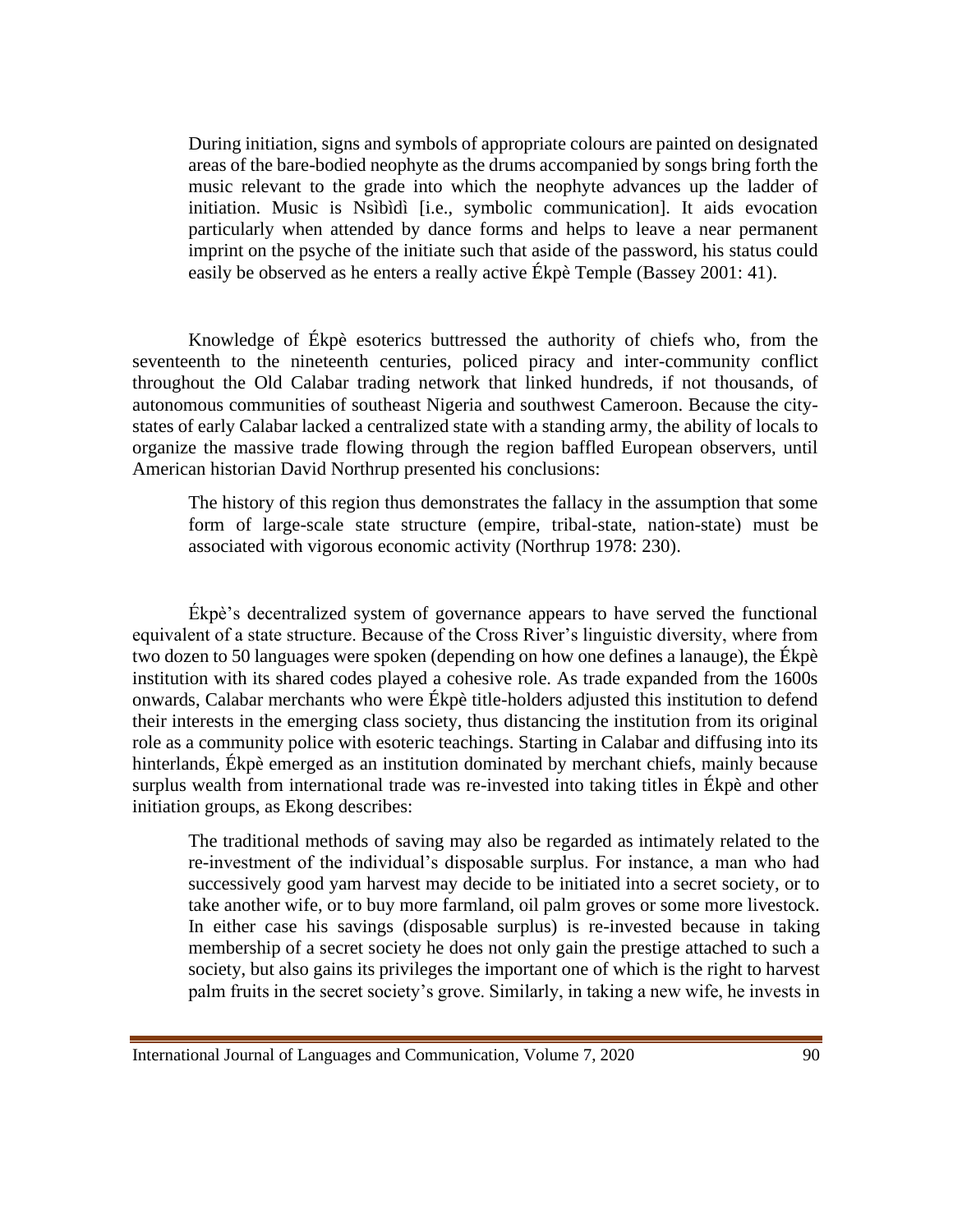> During initiation, signs and symbols of appropriate colours are painted on designated areas of the bare-bodied neophyte as the drums accompanied by songs bring forth the music relevant to the grade into which the neophyte advances up the ladder of initiation. Music is Nsìbìdì [i.e., symbolic communication]. It aids evocation particularly when attended by dance forms and helps to leave a near permanent imprint on the psyche of the initiate such that aside of the password, his status could easily be observed as he enters a really active Ékpè Temple (Bassey 2001: 41).

Knowledge of Ékpè esoterics buttressed the authority of chiefs who, from the seventeenth to the nineteenth centuries, policed piracy and inter-community conflict throughout the Old Calabar trading network that linked hundreds, if not thousands, of autonomous communities of southeast Nigeria and southwest Cameroon. Because the city-states of early Calabar lacked a centralized state with a standing army, the ability of locals to organize the massive trade flowing through the region baffled European observers, until American historian David Northrup presented his conclusions:

> The history of this region thus demonstrates the fallacy in the assumption that some form of large-scale state structure (empire, tribal-state, nation-state) must be associated with vigorous economic activity (Northrup 1978: 230).

Ékpè's decentralized system of governance appears to have served the functional equivalent of a state structure. Because of the Cross River's linguistic diversity, where from two dozen to 50 languages were spoken (depending on how one defines a lanauge), the Ékpè institution with its shared codes played a cohesive role. As trade expanded from the 1600s onwards, Calabar merchants who were Ékpè title-holders adjusted this institution to defend their interests in the emerging class society, thus distancing the institution from its original role as a community police with esoteric teachings. Starting in Calabar and diffusing into its hinterlands, Ékpè emerged as an institution dominated by merchant chiefs, mainly because surplus wealth from international trade was re-invested into taking titles in Ékpè and other initiation groups, as Ekong describes:

> The traditional methods of saving may also be regarded as intimately related to the re-investment of the individual's disposable surplus. For instance, a man who had successively good yam harvest may decide to be initiated into a secret society, or to take another wife, or to buy more farmland, oil palm groves or some more livestock. In either case his savings (disposable surplus) is re-invested because in taking membership of a secret society he does not only gain the prestige attached to such a society, but also gains its privileges the important one of which is the right to harvest palm fruits in the secret society's grove. Similarly, in taking a new wife, he invests in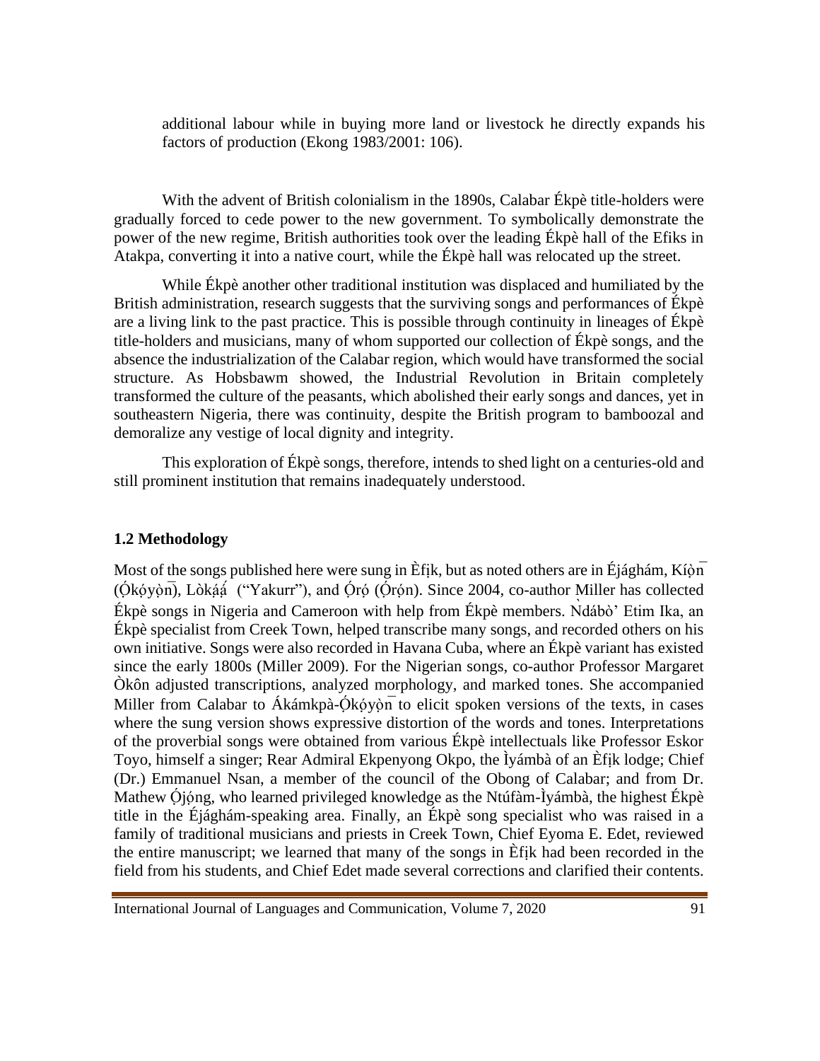additional labour while in buying more land or livestock he directly expands his factors of production (Ekong 1983/2001: 106).

With the advent of British colonialism in the 1890s, Calabar Ékpè title-holders were gradually forced to cede power to the new government. To symbolically demonstrate the power of the new regime, British authorities took over the leading Ékpè hall of the Efiks in Atakpa, converting it into a native court, while the Ékpè hall was relocated up the street.

While Ékpè another other traditional institution was displaced and humiliated by the British administration, research suggests that the surviving songs and performances of Ékpè are a living link to the past practice. This is possible through continuity in lineages of Ékpè title-holders and musicians, many of whom supported our collection of Ékpè songs, and the absence the industrialization of the Calabar region, which would have transformed the social structure. As Hobsbawm showed, the Industrial Revolution in Britain completely transformed the culture of the peasants, which abolished their early songs and dances, yet in southeastern Nigeria, there was continuity, despite the British program to bamboozal and demoralize any vestige of local dignity and integrity.

This exploration of Ékpè songs, therefore, intends to shed light on a centuries-old and still prominent institution that remains inadequately understood.

## 1.2 Methodology

Most of the songs published here were sung in Èfịk, but as noted others are in Éjágham, Kị́ọ̀n̄ (Ọ́kọ́yọ̀n̄), Lòkạ́ạ́ ("Yakurr"), and Ọ́rọ́ (Ọ́rọ́n). Since 2004, co-author Miller has collected Ékpè songs in Nigeria and Cameroon with help from Ékpè members. Ǹdábò' Etim Ika, an Ékpè specialist from Creek Town, helped transcribe many songs, and recorded others on his own initiative. Songs were also recorded in Havana Cuba, where an Ékpè variant has existed since the early 1800s (Miller 2009). For the Nigerian songs, co-author Professor Margaret Òkôn adjusted transcriptions, analyzed morphology, and marked tones. She accompanied Miller from Calabar to Ákámkpà-Ọ́kọ́yọ̀n̄ to elicit spoken versions of the texts, in cases where the sung version shows expressive distortion of the words and tones. Interpretations of the proverbial songs were obtained from various Ékpè intellectuals like Professor Eskor Toyo, himself a singer; Rear Admiral Ekpenyong Okpo, the Ìyámbà of an Èfịk lodge; Chief (Dr.) Emmanuel Nsan, a member of the council of the Obong of Calabar; and from Dr. Mathew Ọ́jọ́ng, who learned privileged knowledge as the Ntúfàm-Ìyámbà, the highest Ékpè title in the Éjágham-speaking area. Finally, an Ékpè song specialist who was raised in a family of traditional musicians and priests in Creek Town, Chief Eyoma E. Edet, reviewed the entire manuscript; we learned that many of the songs in Èfịk had been recorded in the field from his students, and Chief Edet made several corrections and clarified their contents.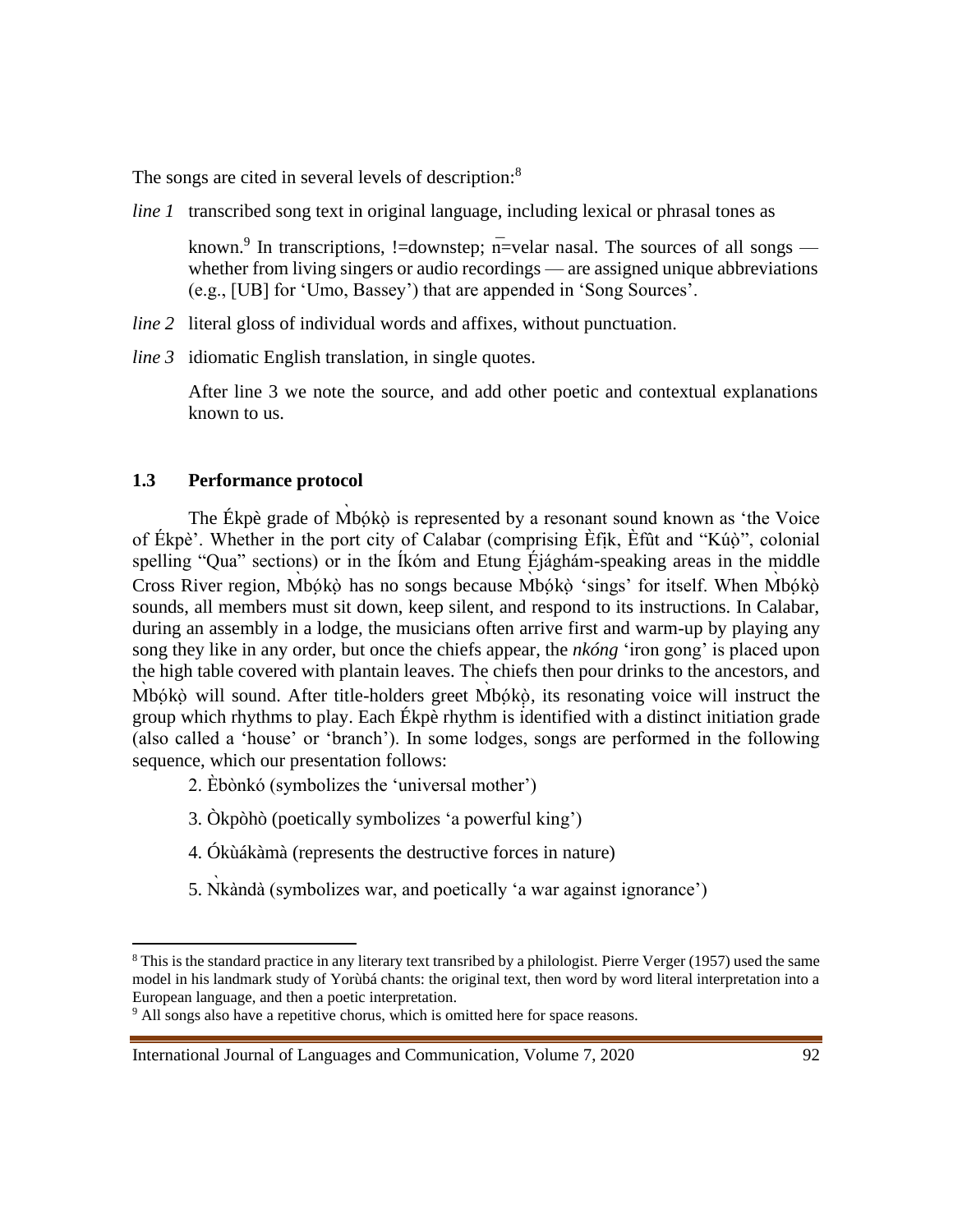The songs are cited in several levels of description:[8]

*line 1* transcribed song text in original language, including lexical or phrasal tones as known.[9] In transcriptions, !=downstep; n̄=velar nasal. The sources of all songs — whether from living singers or audio recordings — are assigned unique abbreviations (e.g., [UB] for 'Umo, Bassey') that are appended in 'Song Sources'.

*line 2* literal gloss of individual words and affixes, without punctuation.

*line 3* idiomatic English translation, in single quotes.

After line 3 we note the source, and add other poetic and contextual explanations known to us.

### 1.3 Performance protocol

The Ékpè grade of M̀bọ́kọ̀ is represented by a resonant sound known as 'the Voice of Ékpè'. Whether in the port city of Calabar (comprising Èfịk, Èfût and "Kúọ̀", colonial spelling "Qua" sections) or in the Íkóm and Etung Éjághám-speaking areas in the middle Cross River region, M̀bọ́kọ̀ has no songs because M̀bọ́kọ̀ 'sings' for itself. When M̀bọ́kọ̀ sounds, all members must sit down, keep silent, and respond to its instructions. In Calabar, during an assembly in a lodge, the musicians often arrive first and warm-up by playing any song they like in any order, but once the chiefs appear, the *nkóng* 'iron gong' is placed upon the high table covered with plantain leaves. The chiefs then pour drinks to the ancestors, and M̀bọ́kọ̀ will sound. After title-holders greet M̀bọ́kọ̀, its resonating voice will instruct the group which rhythms to play. Each Ékpè rhythm is identified with a distinct initiation grade (also called a 'house' or 'branch'). In some lodges, songs are performed in the following sequence, which our presentation follows:

2. Èbònkó (symbolizes the 'universal mother')
3. Òkpòhò (poetically symbolizes 'a powerful king')
4. Ókùákàmà (represents the destructive forces in nature)
5. Ǹkàndà (symbolizes war, and poetically 'a war against ignorance')

---

[8] This is the standard practice in any literary text transribed by a philologist. Pierre Verger (1957) used the same model in his landmark study of Yorùbá chants: the original text, then word by word literal interpretation into a European language, and then a poetic interpretation.

[9] All songs also have a repetitive chorus, which is omitted here for space reasons.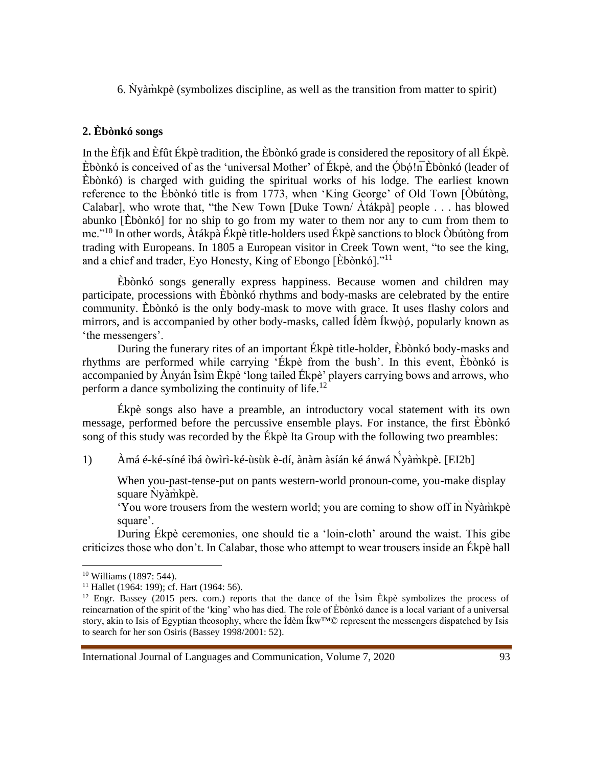6. Ǹyàm̀kpè (symbolizes discipline, as well as the transition from matter to spirit)

## 2. Èbònkó songs

In the Èfịk and Èfûtː Ékpè tradition, the Èbònkó grade is considered the repository of all Ékpè. Èbònkó is conceived of as the 'universal Mother' of Ékpè, and the Ọ́bọ́!n̄ Èbònkó (leader of Èbònkó) is charged with guiding the spiritual works of his lodge. The earliest known reference to the Èbònkó title is from 1773, when 'King George' of Old Town [Òbútòng, Calabar], who wrote that, "the New Town [Duke Town/ Àtákpà] people . . . has blowed abunko [Èbònkó] for no ship to go from my water to them nor any to cum from them to me."[10] In other words, Àtákpà Ékpè title-holders used Ékpè sanctions to block Òbútòng from trading with Europeans. In 1805 a European visitor in Creek Town went, "to see the king, and a chief and trader, Eyo Honesty, King of Ebongo [Èbònkó]."[11]

Èbònkó songs generally express happiness. Because women and children may participate, processions with Èbònkó rhythms and body-masks are celebrated by the entire community. Èbònkó is the only body-mask to move with grace. It uses flashy colors and mirrors, and is accompanied by other body-masks, called Ídèm Íkwọ̀ọ́, popularly known as 'the messengers'.

During the funerary rites of an important Ékpè title-holder, Èbònkó body-masks and rhythms are performed while carrying 'Ékpè from the bush'. In this event, Èbònkó is accompanied by Ànyán Ìsìm Èkpè 'long tailed Ékpè' players carrying bows and arrows, who perform a dance symbolizing the continuity of life.[12]

Ékpè songs also have a preamble, an introductory vocal statement with its own message, performed before the percussive ensemble plays. For instance, the first Èbònkó song of this study was recorded by the Ékpè Ita Group with the following two preambles:

1) Àmá é-ké-síné ìbá òwìrì-ké-ùsùk è-dí, ànàm àsíán ké ánwá Ǹ̌yàm̀kpè. [EI2b]

When you-past-tense-put on pants western-world pronoun-come, you-make display square Ǹyàm̀kpè.

'You wore trousers from the western world; you are coming to show off in Ǹyàm̀kpè square'.

During Ékpè ceremonies, one should tie a 'loin-cloth' around the waist. This gibe criticizes those who don't. In Calabar, those who attempt to wear trousers inside an Ékpè hall

[10] Williams (1897: 544).

[11] Hallet (1964: 199); cf. Hart (1964: 56).

[12] Engr. Bassey (2015 pers. com.) reports that the dance of the Ìsìm Èkpè symbolizes the process of reincarnation of the spirit of the 'king' who has died. The role of Èbònkó dance is a local variant of a universal story, akin to Isis of Egyptian theosophy, where the Ídèm Íkw™© represent the messengers dispatched by Isis to search for her son Osiris (Bassey 1998/2001: 52).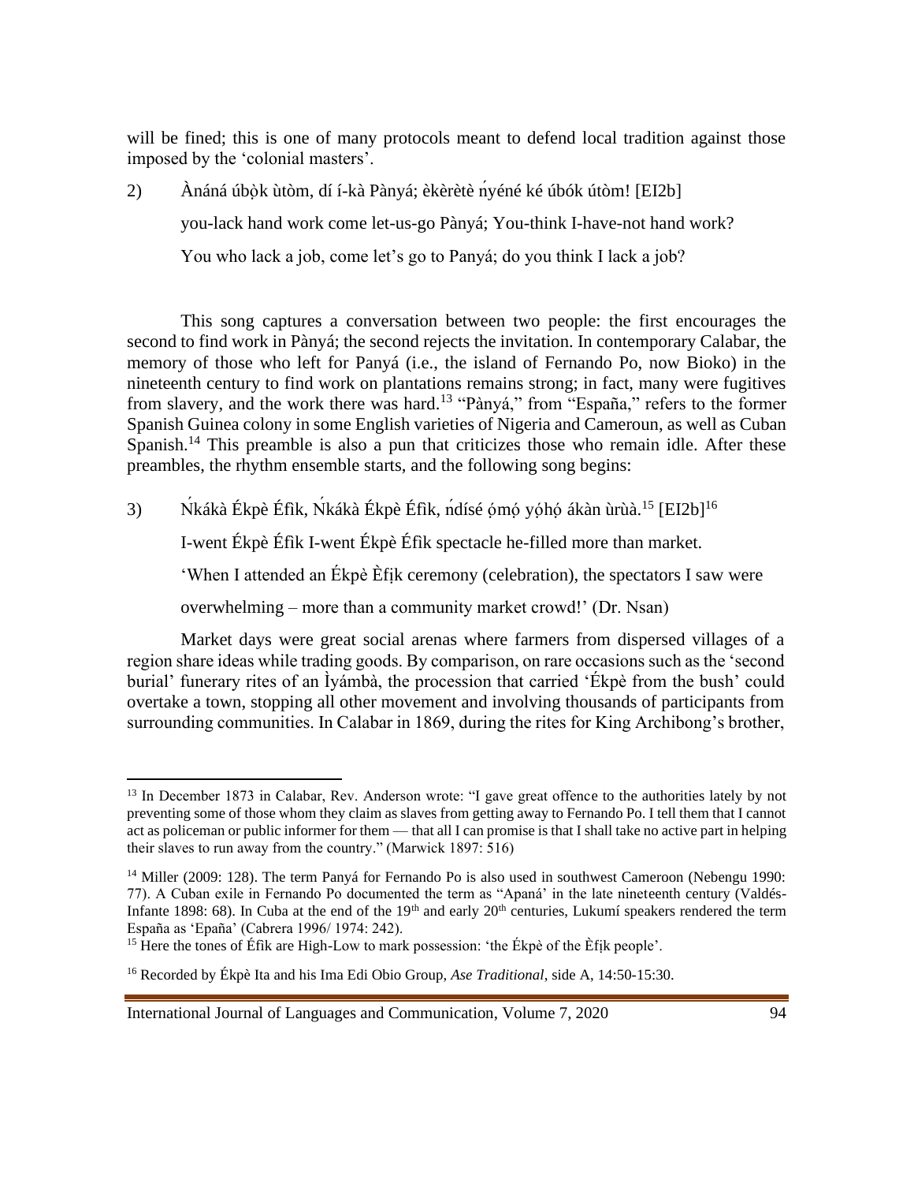will be fined; this is one of many protocols meant to defend local tradition against those imposed by the 'colonial masters'.

2) Ànáná úbọ̀k ùtòm, dí í-kà Pànyá; èkèrètè ń̄yéné ké úbók útòm! [EI2b]

you-lack hand work come let-us-go Pànyá; You-think I-have-not hand work?

You who lack a job, come let's go to Panyá; do you think I lack a job?

This song captures a conversation between two people: the first encourages the second to find work in Pànyá; the second rejects the invitation. In contemporary Calabar, the memory of those who left for Panyá (i.e., the island of Fernando Po, now Bioko) in the nineteenth century to find work on plantations remains strong; in fact, many were fugitives from slavery, and the work there was hard.[13] "Pànyá," from "España," refers to the former Spanish Guinea colony in some English varieties of Nigeria and Cameroun, as well as Cuban Spanish.[14] This preamble is also a pun that criticizes those who remain idle. After these preambles, the rhythm ensemble starts, and the following song begins:

3) Ń̄kákà Ékpè Éfik, Ń̄kákà Ékpè Éfik, ń̄dísé ọ́mọ́ yọ́họ́ ákàn ùrùà.[15] [EI2b][16]

I-went Ékpè Éfik I-went Ékpè Éfik spectacle he-filled more than market.

'When I attended an Ékpè Èfịk ceremony (celebration), the spectators I saw were overwhelming – more than a community market crowd!' (Dr. Nsan)

Market days were great social arenas where farmers from dispersed villages of a region share ideas while trading goods. By comparison, on rare occasions such as the 'second burial' funerary rites of an Ìyámbà, the procession that carried 'Ékpè from the bush' could overtake a town, stopping all other movement and involving thousands of participants from surrounding communities. In Calabar in 1869, during the rites for King Archibong's brother,

---

[13] In December 1873 in Calabar, Rev. Anderson wrote: "I gave great offence to the authorities lately by not preventing some of those whom they claim as slaves from getting away to Fernando Po. I tell them that I cannot act as policeman or public informer for them — that all I can promise is that I shall take no active part in helping their slaves to run away from the country." (Marwick 1897: 516)

[14] Miller (2009: 128). The term Panyá for Fernando Po is also used in southwest Cameroon (Nebengu 1990: 77). A Cuban exile in Fernando Po documented the term as "Apaná' in the late nineteenth century (Valdés-Infante 1898: 68). In Cuba at the end of the 19th and early 20th centuries, Lukumí speakers rendered the term España as 'Epaña' (Cabrera 1996/ 1974: 242).

[15] Here the tones of Éfik are High-Low to mark possession: 'the Ékpè of the Èfịk people'.

[16] Recorded by Ékpè Ita and his Ima Edi Obio Group, *Ase Traditional*, side A, 14:50-15:30.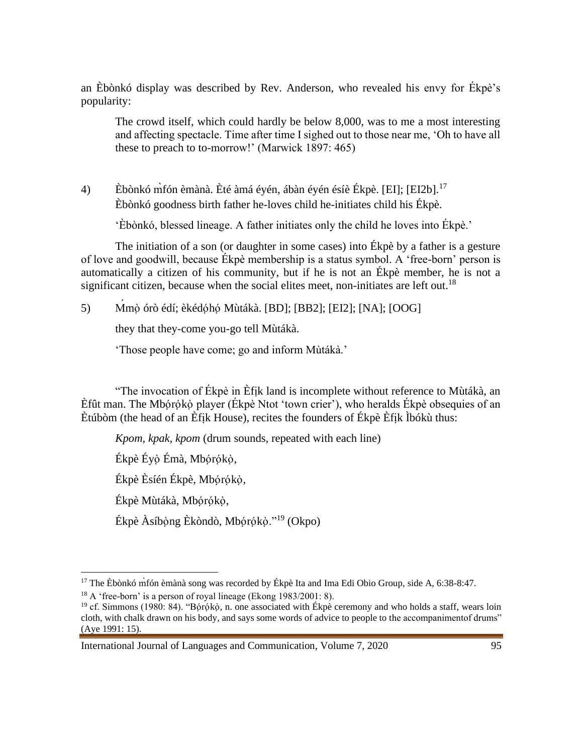an Èbònkó display was described by Rev. Anderson, who revealed his envy for Ékpè's popularity:

> The crowd itself, which could hardly be below 8,000, was to me a most interesting and affecting spectacle. Time after time I sighed out to those near me, 'Oh to have all these to preach to to-morrow!' (Marwick 1897: 465)

4) Èbònkó m̀fón èmànà. Èté àmá éyén, ábàn éyén ésíè Ékpè. [EI]; [EI2b].[17]

Èbònkó goodness birth father he-loves child he-initiates child his Ékpè.

'Èbònkó, blessed lineage. A father initiates only the child he loves into Ékpè.'

The initiation of a son (or daughter in some cases) into Ékpè by a father is a gesture of love and goodwill, because Ékpè membership is a status symbol. A 'free-born' person is automatically a citizen of his community, but if he is not an Ékpè member, he is not a significant citizen, because when the social elites meet, non-initiates are left out.[18]

5) Ḿmọ̀ órò édí; èkédọ́họ́ Mùtákà. [BD]; [BB2]; [EI2]; [NA]; [OOG]

they that they-come you-go tell Mùtákà.

'Those people have come; go and inform Mùtákà.'

"The invocation of Ékpè in Èfịk land is incomplete without reference to Mùtákà, an Èfût man. The Mbọ́rọ́kọ̀ player (Ékpè Ntot 'town crier'), who heralds Ékpè obsequies of an Ètúbòm (the head of an Èfịk House), recites the founders of Ékpè Èfịk Ìbókù thus:

*Kpom*, *kpak*, *kpom* (drum sounds, repeated with each line)

Ékpè Éyọ̀ Émà, Mbọ́rọ́kọ̀,

Ékpè Èsíén Ékpè, Mbọ́rọ́kọ̀,

Ékpè Mùtákà, Mbọ́rọ́kọ̀,

Ékpè Àsíbọ̀ng Èkòndò, Mbọ́rọ́kọ̀."[19] (Okpo)

---

[17] The Èbònkó m̀fón èmànà song was recorded by Ékpè Ita and Ima Edi Obio Group, side A, 6:38-8:47.

[18] A 'free-born' is a person of royal lineage (Ekong 1983/2001: 8).

[19] cf. Simmons (1980: 84). "Bọ́rọ́kọ̀, n. one associated with Ékpè ceremony and who holds a staff, wears loin cloth, with chalk drawn on his body, and says some words of advice to people to the accompanimentof drums" (Aye 1991: 15).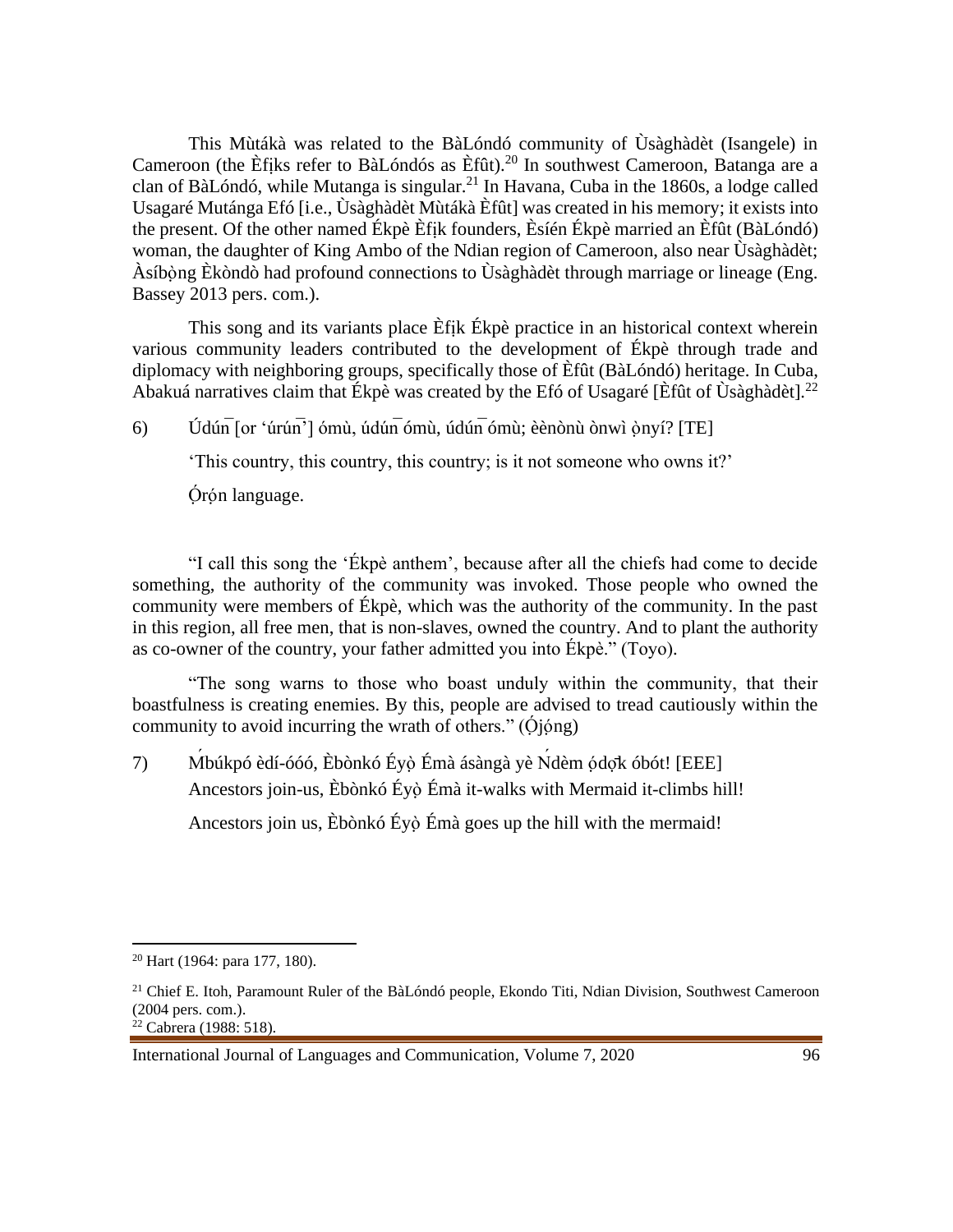This Mùtákà was related to the BàLóndó community of Ùsàghàdèt (Isangele) in Cameroon (the Èfịks refer to BàLóndós as Èfût).[20] In southwest Cameroon, Batanga are a clan of BàLóndó, while Mutanga is singular.[21] In Havana, Cuba in the 1860s, a lodge called Usagaré Mutánga Efó [i.e., Ùsàghàdèt Mùtákà Èfût] was created in his memory; it exists into the present. Of the other named Ékpè Èfịk founders, Èsíén Ékpè married an Èfût (BàLóndó) woman, the daughter of King Ambo of the Ndian region of Cameroon, also near Ùsàghàdèt; Àsíbọ̀ng Èkòndò had profound connections to Ùsàghàdèt through marriage or lineage (Eng. Bassey 2013 pers. com.).

This song and its variants place Èfịk Ékpè practice in an historical context wherein various community leaders contributed to the development of Ékpè through trade and diplomacy with neighboring groups, specifically those of Èfût (BàLóndó) heritage. In Cuba, Abakuá narratives claim that Ékpè was created by the Efó of Usagaré [Èfût of Ùsàghàdèt].[22]

6) Údún̄ [or 'úrún̄'] ómù, údún̄ ómù, údún̄ ómù; èènònù ònwì ọ̀nyí? [TE]

'This country, this country, this country; is it not someone who owns it?'

Ọ́rọ́n language.

"I call this song the 'Ékpè anthem', because after all the chiefs had come to decide something, the authority of the community was invoked. Those people who owned the community were members of Ékpè, which was the authority of the community. In the past in this region, all free men, that is non-slaves, owned the country. And to plant the authority as co-owner of the country, your father admitted you into Ékpè." (Toyo).

"The song warns to those who boast unduly within the community, that their boastfulness is creating enemies. By this, people are advised to tread cautiously within the community to avoid incurring the wrath of others." (Ọ́jọ́ng)

7) Ḿbúkpó èdí-óóó, Èbònkó Éyọ̀ Émà ásàngà yè Ńdèm ọ́dọ̄k óbót! [EEE]
Ancestors join-us, Èbònkó Éyọ̀ Émà it-walks with Mermaid it-climbs hill!

Ancestors join us, Èbònkó Éyọ̀ Émà goes up the hill with the mermaid!

---

[20] Hart (1964: para 177, 180).

[21] Chief E. Itoh, Paramount Ruler of the BàLóndó people, Ekondo Titi, Ndian Division, Southwest Cameroon (2004 pers. com.).

[22] Cabrera (1988: 518).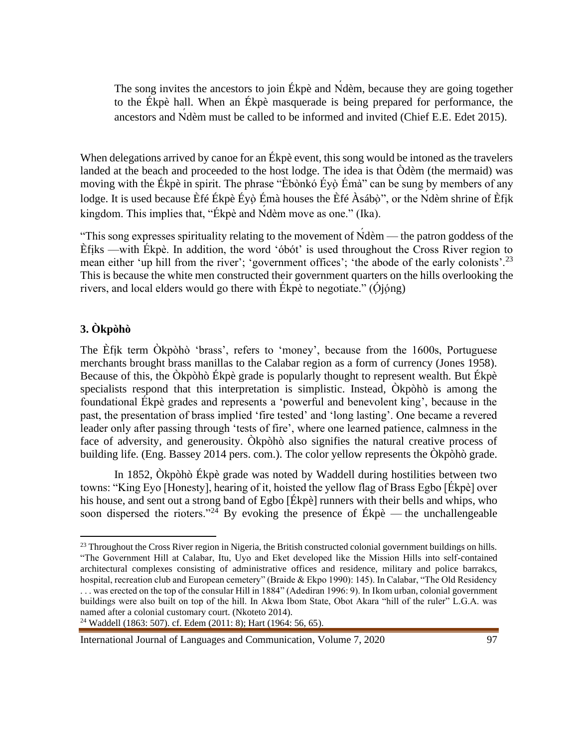> The song invites the ancestors to join Ékpè and Ńdèm, because they are going together to the Ékpè hall. When an Ékpè masquerade is being prepared for performance, the ancestors and Ńdèm must be called to be informed and invited (Chief E.E. Edet 2015).

When delegations arrived by canoe for an Ékpè event, this song would be intoned as the travelers landed at the beach and proceeded to the host lodge. The idea is that Òdèm (the mermaid) was moving with the Ékpè in spirit. The phrase "Èbònkó Éyọ̀ Émà" can be sung by members of any lodge. It is used because Èfé Ékpè Éyọ̀ Émà houses the Èfé Àsábọ̀", or the Ńdèm shrine of Èfịk kingdom. This implies that, "Ékpè and Ńdèm move as one." (Ika).

"This song expresses spirituality relating to the movement of Ńdèm — the patron goddess of the Èfịks —with Ékpè. In addition, the word 'óbót' is used throughout the Cross River region to mean either 'up hill from the river'; 'government offices'; 'the abode of the early colonists'.[23] This is because the white men constructed their government quarters on the hills overlooking the rivers, and local elders would go there with Ékpè to negotiate." (Ọ́jọ́ng)

### 3. Òkpòhò

The Èfịk term Òkpòhò 'brass', refers to 'money', because from the 1600s, Portuguese merchants brought brass manillas to the Calabar region as a form of currency (Jones 1958). Because of this, the Òkpòhò Ékpè grade is popularly thought to represent wealth. But Ékpè specialists respond that this interpretation is simplistic. Instead, Òkpòhò is among the foundational Ékpè grades and represents a 'powerful and benevolent king', because in the past, the presentation of brass implied 'fire tested' and 'long lasting'. One became a revered leader only after passing through 'tests of fire', where one learned patience, calmness in the face of adversity, and generousity. Òkpòhò also signifies the natural creative process of building life. (Eng. Bassey 2014 pers. com.). The color yellow represents the Òkpòhò grade.

In 1852, Òkpòhò Ékpè grade was noted by Waddell during hostilities between two towns: "King Eyo [Honesty], hearing of it, hoisted the yellow flag of Brass Egbo [Ékpè] over his house, and sent out a strong band of Egbo [Ékpè] runners with their bells and whips, who soon dispersed the rioters."[24] By evoking the presence of Ékpè — the unchallengeable

---

[23] Throughout the Cross River region in Nigeria, the British constructed colonial government buildings on hills. "The Government Hill at Calabar, Itu, Uyo and Eket developed like the Mission Hills into self-contained architectural complexes consisting of administrative offices and residence, military and police barrakcs, hospital, recreation club and European cemetery" (Braide & Ekpo 1990): 145). In Calabar, "The Old Residency . . . was erected on the top of the consular Hill in 1884" (Adediran 1996: 9). In Ikom urban, colonial government buildings were also built on top of the hill. In Akwa Ibom State, Obot Akara "hill of the ruler" L.G.A. was named after a colonial customary court. (Nkoteto 2014).

[24] Waddell (1863: 507). cf. Edem (2011: 8); Hart (1964: 56, 65).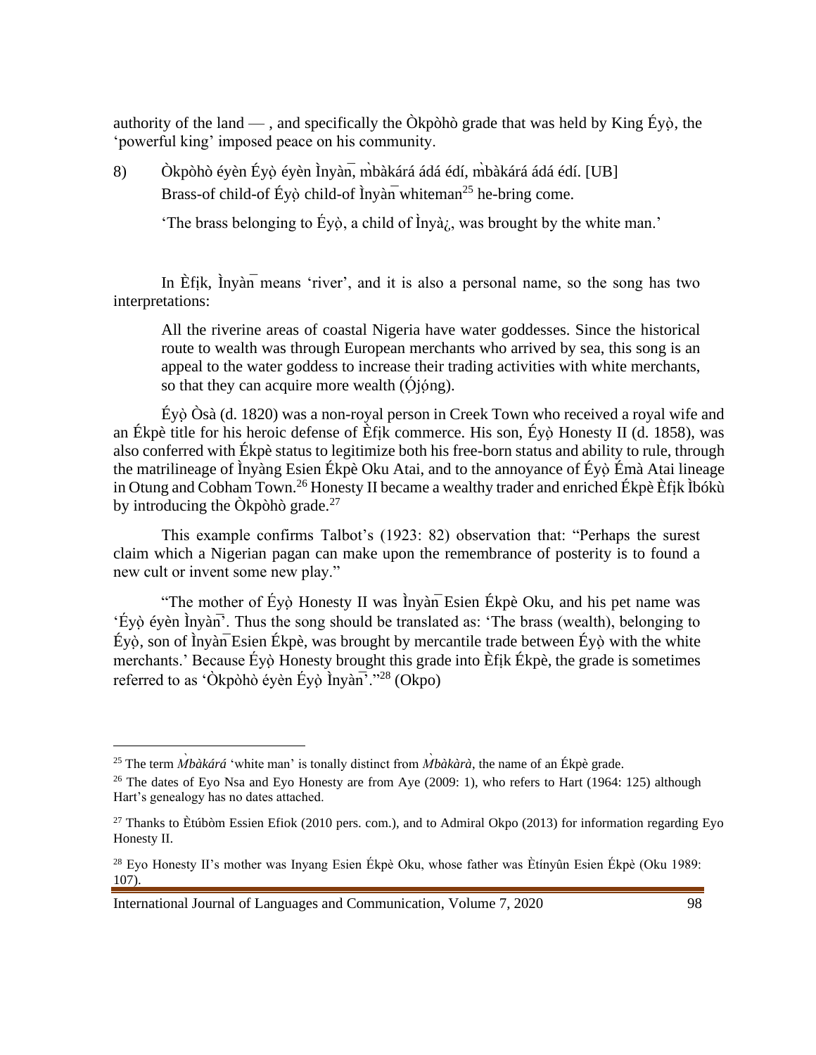authority of the land — , and specifically the Òkpòhò grade that was held by King Éyọ̀, the 'powerful king' imposed peace on his community.

8) Òkpòhò éyèn Éyọ̀ éyèn Ìnyàn̄, m̀bàkárá ádá édí, m̀bàkárá ádá édí. [UB]
Brass-of child-of Éyọ̀ child-of Ìnyàn̄ whiteman[25] he-bring come.

'The brass belonging to Éyọ̀, a child of Ìnyà¿, was brought by the white man.'

In Èfịk, Ìnyàn̄ means 'river', and it is also a personal name, so the song has two interpretations:

> All the riverine areas of coastal Nigeria have water goddesses. Since the historical route to wealth was through European merchants who arrived by sea, this song is an appeal to the water goddess to increase their trading activities with white merchants, so that they can acquire more wealth (Ọ́jọ́ng).

Éyọ̀ Òsà (d. 1820) was a non-royal person in Creek Town who received a royal wife and an Ékpè title for his heroic defense of Èfịk commerce. His son, Éyọ̀ Honesty II (d. 1858), was also conferred with Ékpè status to legitimize both his free-born status and ability to rule, through the matrilineage of Ìnyàng Esien Ékpè Oku Atai, and to the annoyance of Éyọ̀ Émà Atai lineage in Otung and Cobham Town.[26] Honesty II became a wealthy trader and enriched Ékpè Èfịk Ìbókù by introducing the Òkpòhò grade.[27]

This example confirms Talbot's (1923: 82) observation that: "Perhaps the surest claim which a Nigerian pagan can make upon the remembrance of posterity is to found a new cult or invent some new play."

"The mother of Éyọ̀ Honesty II was Ìnyàn̄ Esien Ékpè Oku, and his pet name was 'Éyọ̀ éyèn Ìnyàn̄'. Thus the song should be translated as: 'The brass (wealth), belonging to Éyọ̀, son of Ìnyàn̄ Esien Ékpè, was brought by mercantile trade between Éyọ̀ with the white merchants.' Because Éyọ̀ Honesty brought this grade into Èfịk Ékpè, the grade is sometimes referred to as 'Òkpòhò éyèn Éyọ̀ Ìnyàn̄'."[28] (Okpo)

---

[25] The term *M̀bàkárá* 'white man' is tonally distinct from *M̀bàkàrà*, the name of an Ékpè grade.

[26] The dates of Eyo Nsa and Eyo Honesty are from Aye (2009: 1), who refers to Hart (1964: 125) although Hart's genealogy has no dates attached.

[27] Thanks to Ètúbòm Essien Efiok (2010 pers. com.), and to Admiral Okpo (2013) for information regarding Eyo Honesty II.

[28] Eyo Honesty II's mother was Inyang Esien Ékpè Oku, whose father was Ètínyûn Esien Ékpè (Oku 1989: 107).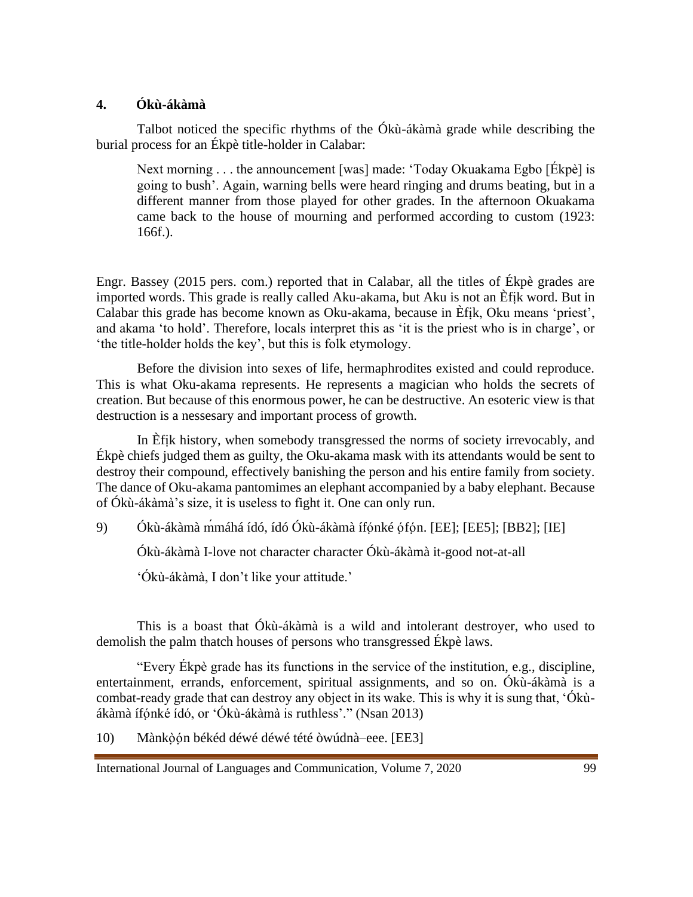## 4. Ókù-ákàmà

Talbot noticed the specific rhythms of the Ókù-ákàmà grade while describing the burial process for an Ékpè title-holder in Calabar:

> Next morning . . . the announcement [was] made: 'Today Okuakama Egbo [Ékpè] is going to bush'. Again, warning bells were heard ringing and drums beating, but in a different manner from those played for other grades. In the afternoon Okuakama came back to the house of mourning and performed according to custom (1923: 166f.).

Engr. Bassey (2015 pers. com.) reported that in Calabar, all the titles of Ékpè grades are imported words. This grade is really called Aku-akama, but Aku is not an Èfịk word. But in Calabar this grade has become known as Oku-akama, because in Èfịk, Oku means 'priest', and akama 'to hold'. Therefore, locals interpret this as 'it is the priest who is in charge', or 'the title-holder holds the key', but this is folk etymology.

Before the division into sexes of life, hermaphrodites existed and could reproduce. This is what Oku-akama represents. He represents a magician who holds the secrets of creation. But because of this enormous power, he can be destructive. An esoteric view is that destruction is a nessesary and important process of growth.

In Èfịk history, when somebody transgressed the norms of society irrevocably, and Ékpè chiefs judged them as guilty, the Oku-akama mask with its attendants would be sent to destroy their compound, effectively banishing the person and his entire family from society. The dance of Oku-akama pantomimes an elephant accompanied by a baby elephant. Because of Ókù-ákàmà's size, it is useless to fight it. One can only run.

9) Ókù-ákàmà ḿmáhá ídó, ídó Ókù-ákàmà ífọ́nké ọ́fọ́n. [EE]; [EE5]; [BB2]; [IE]

Ókù-ákàmà I-love not character character Ókù-ákàmà it-good not-at-all

'Ókù-ákàmà, I don't like your attitude.'

This is a boast that Ókù-ákàmà is a wild and intolerant destroyer, who used to demolish the palm thatch houses of persons who transgressed Ékpè laws.

"Every Ékpè grade has its functions in the service of the institution, e.g., discipline, entertainment, errands, enforcement, spiritual assignments, and so on. Ókù-ákàmà is a combat-ready grade that can destroy any object in its wake. This is why it is sung that, 'Ókù-ákàmà ífọ́nké ídó, or 'Ókù-ákàmà is ruthless'." (Nsan 2013)

10) Mànkọ̀ọ́n békéd déwé déwé tété òwúdnà–eee. [EE3]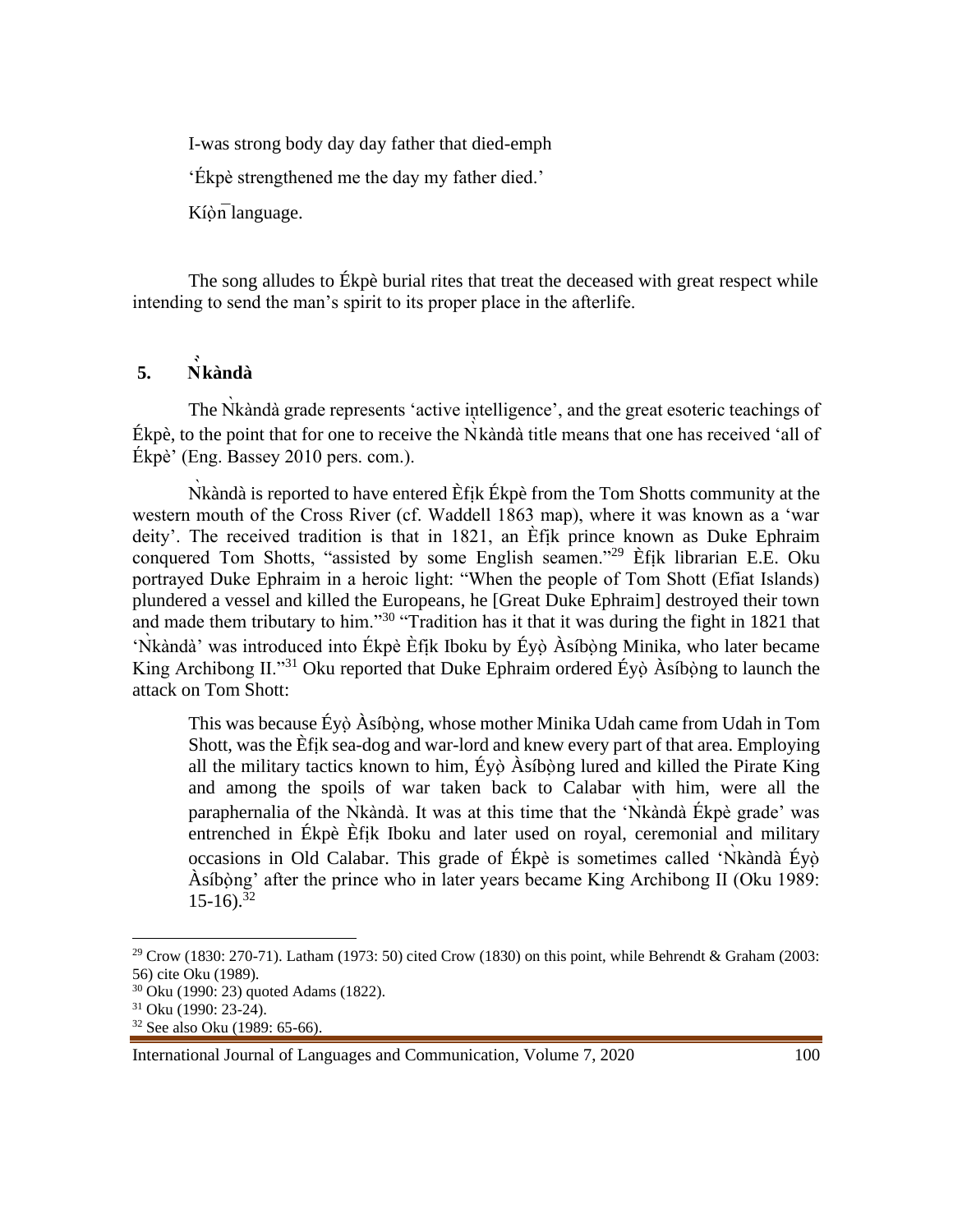I-was strong body day day father that died-emph

'Ékpè strengthened me the day my father died.'

Kíọ̀n̄ language.

The song alludes to Ékpè burial rites that treat the deceased with great respect while intending to send the man's spirit to its proper place in the afterlife.

## 5. Ǹkàndà

The Ǹkàndà grade represents 'active intelligence', and the great esoteric teachings of Ékpè, to the point that for one to receive the Ǹkàndà title means that one has received 'all of Ékpè' (Eng. Bassey 2010 pers. com.).

Ǹkàndà is reported to have entered Èfịk Ékpè from the Tom Shotts community at the western mouth of the Cross River (cf. Waddell 1863 map), where it was known as a 'war deity'. The received tradition is that in 1821, an Èfịk prince known as Duke Ephraim conquered Tom Shotts, "assisted by some English seamen."[29] Èfịk librarian E.E. Oku portrayed Duke Ephraim in a heroic light: "When the people of Tom Shott (Efiat Islands) plundered a vessel and killed the Europeans, he [Great Duke Ephraim] destroyed their town and made them tributary to him."[30] "Tradition has it that it was during the fight in 1821 that 'Ǹkàndà' was introduced into Ékpè Èfịk Iboku by Éyọ̀ Àsíbọ̀ng Minika, who later became King Archibong II."[31] Oku reported that Duke Ephraim ordered Éyọ̀ Àsíbọ̀ng to launch the attack on Tom Shott:

> This was because Éyọ̀ Àsíbọ̀ng, whose mother Minika Udah came from Udah in Tom Shott, was the Èfịk sea-dog and war-lord and knew every part of that area. Employing all the military tactics known to him, Éyọ̀ Àsíbọ̀ng lured and killed the Pirate King and among the spoils of war taken back to Calabar with him, were all the paraphernalia of the Ǹkàndà. It was at this time that the 'Ǹkàndà Ékpè grade' was entrenched in Ékpè Èfịk Iboku and later used on royal, ceremonial and military occasions in Old Calabar. This grade of Ékpè is sometimes called 'Ǹkàndà Éyọ̀ Àsíbọ̀ng' after the prince who in later years became King Archibong II (Oku 1989: 15-16).[32]

---

[29] Crow (1830: 270-71). Latham (1973: 50) cited Crow (1830) on this point, while Behrendt & Graham (2003: 56) cite Oku (1989).

[30] Oku (1990: 23) quoted Adams (1822).

[31] Oku (1990: 23-24).

[32] See also Oku (1989: 65-66).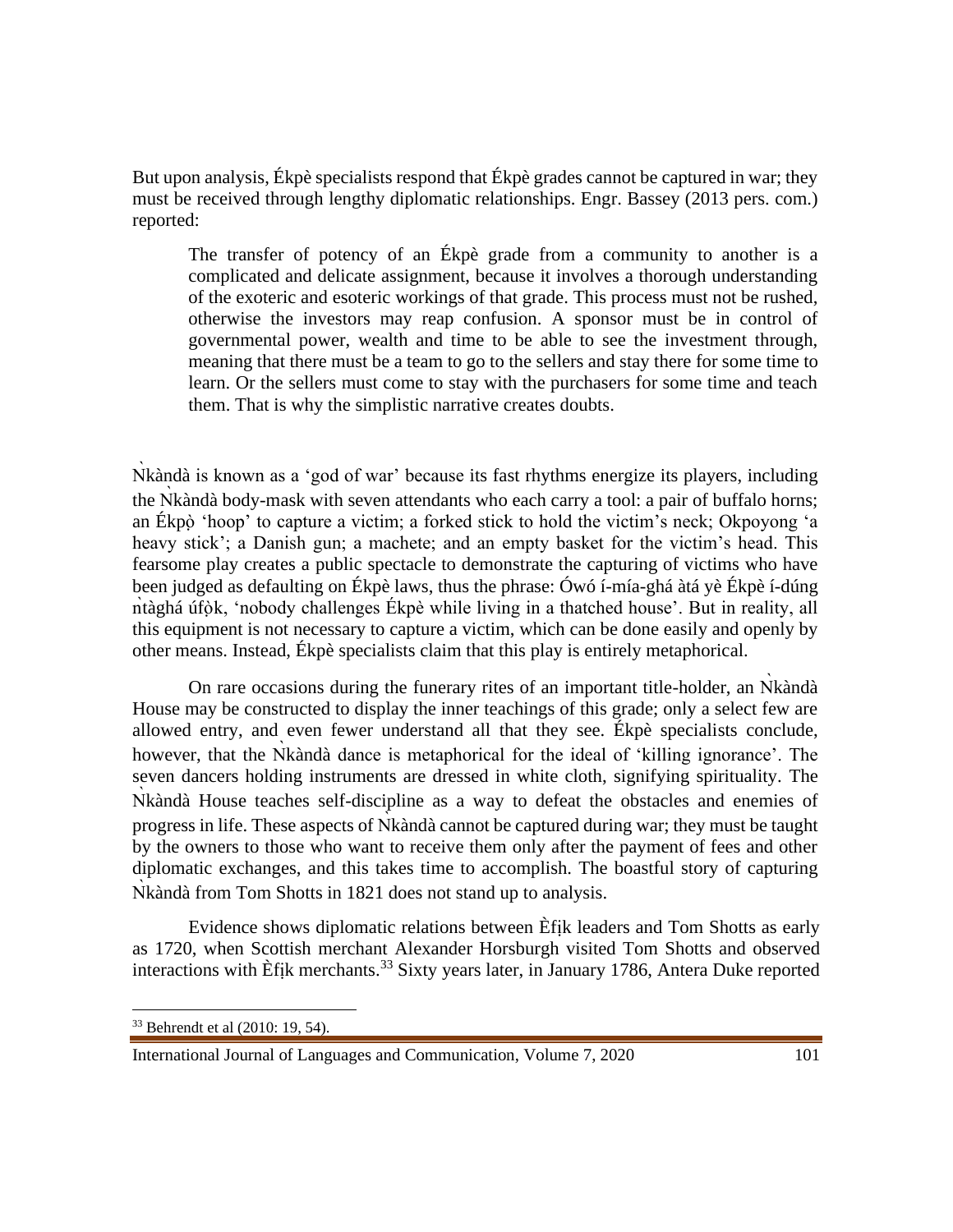But upon analysis, Ékpè specialists respond that Ékpè grades cannot be captured in war; they must be received through lengthy diplomatic relationships. Engr. Bassey (2013 pers. com.) reported:

> The transfer of potency of an Ékpè grade from a community to another is a complicated and delicate assignment, because it involves a thorough understanding of the exoteric and esoteric workings of that grade. This process must not be rushed, otherwise the investors may reap confusion. A sponsor must be in control of governmental power, wealth and time to be able to see the investment through, meaning that there must be a team to go to the sellers and stay there for some time to learn. Or the sellers must come to stay with the purchasers for some time and teach them. That is why the simplistic narrative creates doubts.

Ǹkàndà is known as a 'god of war' because its fast rhythms energize its players, including the Ǹkàndà body-mask with seven attendants who each carry a tool: a pair of buffalo horns; an Ékpọ̀ 'hoop' to capture a victim; a forked stick to hold the victim's neck; Okpoyong 'a heavy stick'; a Danish gun; a machete; and an empty basket for the victim's head. This fearsome play creates a public spectacle to demonstrate the capturing of victims who have been judged as defaulting on Ékpè laws, thus the phrase: Ówó í-mía-ghá àtá yè Ékpè í-dúng ǹtàghá úfọ̀k, 'nobody challenges Ékpè while living in a thatched house'. But in reality, all this equipment is not necessary to capture a victim, which can be done easily and openly by other means. Instead, Ékpè specialists claim that this play is entirely metaphorical.

On rare occasions during the funerary rites of an important title-holder, an Ǹkàndà House may be constructed to display the inner teachings of this grade; only a select few are allowed entry, and even fewer understand all that they see. Ékpè specialists conclude, however, that the Ǹkàndà dance is metaphorical for the ideal of 'killing ignorance'. The seven dancers holding instruments are dressed in white cloth, signifying spirituality. The Ǹkàndà House teaches self-discipline as a way to defeat the obstacles and enemies of progress in life. These aspects of Ǹkàndà cannot be captured during war; they must be taught by the owners to those who want to receive them only after the payment of fees and other diplomatic exchanges, and this takes time to accomplish. The boastful story of capturing Ǹkàndà from Tom Shotts in 1821 does not stand up to analysis.

Evidence shows diplomatic relations between Èfịk leaders and Tom Shotts as early as 1720, when Scottish merchant Alexander Horsburgh visited Tom Shotts and observed interactions with Èfịk merchants.[33] Sixty years later, in January 1786, Antera Duke reported

---

[33] Behrendt et al (2010: 19, 54).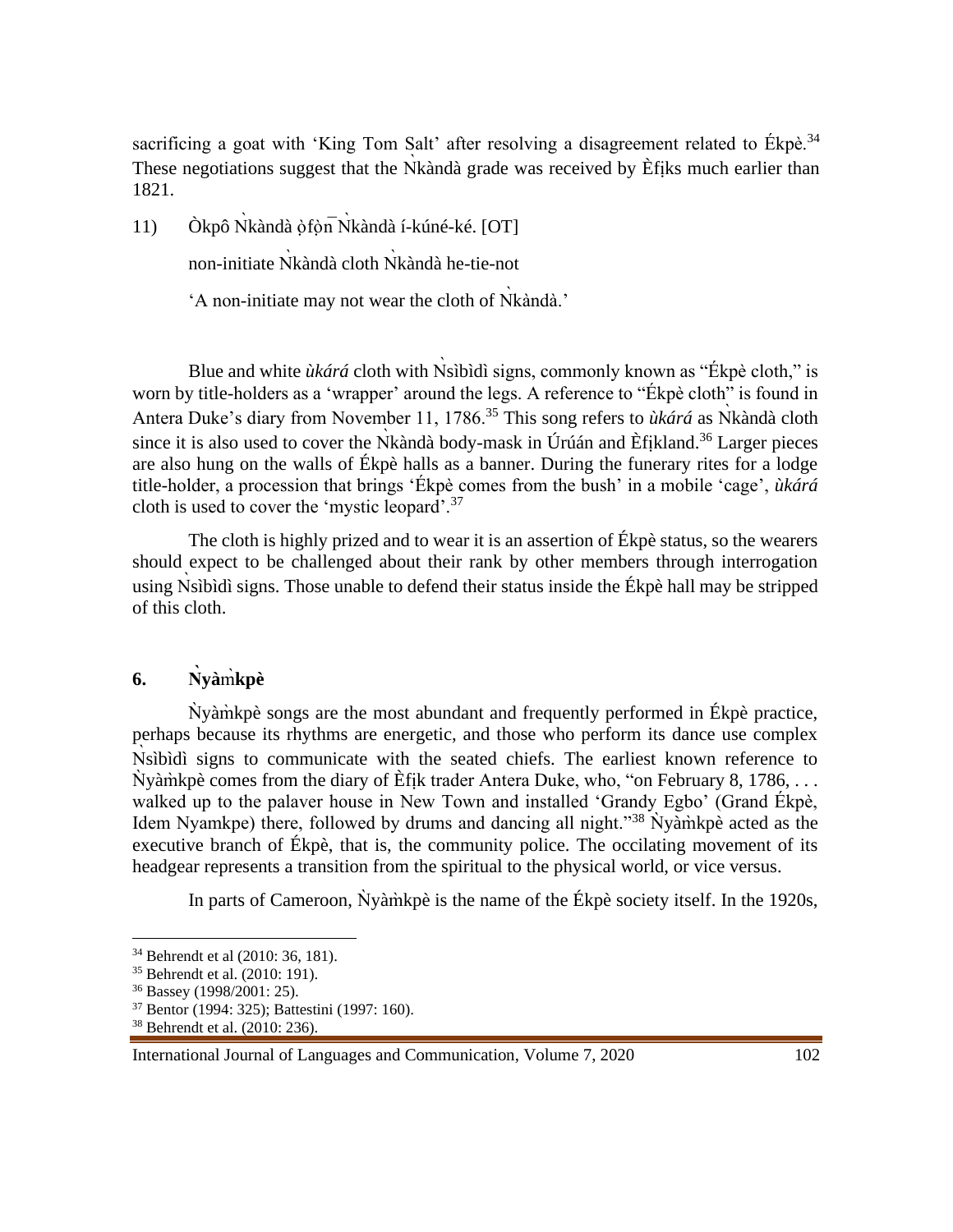sacrificing a goat with 'King Tom Salt' after resolving a disagreement related to Ékpè.[34] These negotiations suggest that the Ǹkàndà grade was received by Èfịks much earlier than 1821.

11) Òkpô Ǹkàndà ọ̀fọ̀n̄ Ǹkàndà í-kúné-ké. [OT]

non-initiate Ǹkàndà cloth Ǹkàndà he-tie-not

'A non-initiate may not wear the cloth of Ǹkàndà.'

Blue and white *ùkárá* cloth with Ǹsìbìdì signs, commonly known as "Ékpè cloth," is worn by title-holders as a 'wrapper' around the legs. A reference to "Ékpè cloth" is found in Antera Duke's diary from November 11, 1786.[35] This song refers to *ùkárá* as Ǹkàndà cloth since it is also used to cover the Ǹkàndà body-mask in Úrúán and Èfịkland.[36] Larger pieces are also hung on the walls of Ékpè halls as a banner. During the funerary rites for a lodge title-holder, a procession that brings 'Ékpè comes from the bush' in a mobile 'cage', *ùkárá* cloth is used to cover the 'mystic leopard'.[37]

The cloth is highly prized and to wear it is an assertion of Ékpè status, so the wearers should expect to be challenged about their rank by other members through interrogation using Ǹsìbìdì signs. Those unable to defend their status inside the Ékpè hall may be stripped of this cloth.

## 6. Ǹyàm̀kpè

Ǹyàm̀kpè songs are the most abundant and frequently performed in Ékpè practice, perhaps because its rhythms are energetic, and those who perform its dance use complex Ǹsìbìdì signs to communicate with the seated chiefs. The earliest known reference to Ǹyàm̀kpè comes from the diary of Èfịk trader Antera Duke, who, "on February 8, 1786, . . . walked up to the palaver house in New Town and installed 'Grandy Egbo' (Grand Ékpè, Idem Nyamkpe) there, followed by drums and dancing all night."[38] Ǹyàm̀kpè acted as the executive branch of Ékpè, that is, the community police. The occilating movement of its headgear represents a transition from the spiritual to the physical world, or vice versus.

In parts of Cameroon, Ǹyàm̀kpè is the name of the Ékpè society itself. In the 1920s,

---

[34] Behrendt et al (2010: 36, 181).

[35] Behrendt et al. (2010: 191).

[36] Bassey (1998/2001: 25).

[37] Bentor (1994: 325); Battestini (1997: 160).

[38] Behrendt et al. (2010: 236).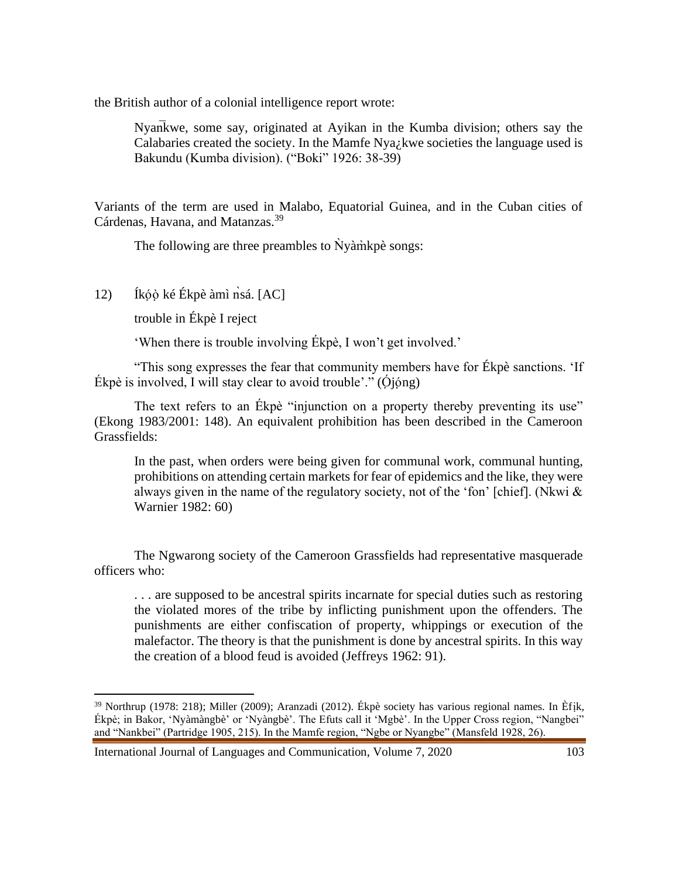the British author of a colonial intelligence report wrote:

> Nyan̄kwe, some say, originated at Ayikan in the Kumba division; others say the Calabaries created the society. In the Mamfe Nya¿kwe societies the language used is Bakundu (Kumba division). ("Boki" 1926: 38-39)

Variants of the term are used in Malabo, Equatorial Guinea, and in the Cuban cities of Cárdenas, Havana, and Matanzas.[39]

The following are three preambles to Ǹyàm̀kpè songs:

12) Íkọ́ọ̀ ké Ékpè àmì ǹsá. [AC]

trouble in Ékpè I reject

'When there is trouble involving Ékpè, I won't get involved.'

"This song expresses the fear that community members have for Ékpè sanctions. 'If Ékpè is involved, I will stay clear to avoid trouble'." (Ọ́jọ́ng)

The text refers to an Ékpè "injunction on a property thereby preventing its use" (Ekong 1983/2001: 148). An equivalent prohibition has been described in the Cameroon Grassfields:

> In the past, when orders were being given for communal work, communal hunting, prohibitions on attending certain markets for fear of epidemics and the like, they were always given in the name of the regulatory society, not of the 'fon' [chief]. (Nkwi & Warnier 1982: 60)

The Ngwarong society of the Cameroon Grassfields had representative masquerade officers who:

> . . . are supposed to be ancestral spirits incarnate for special duties such as restoring the violated mores of the tribe by inflicting punishment upon the offenders. The punishments are either confiscation of property, whippings or execution of the malefactor. The theory is that the punishment is done by ancestral spirits. In this way the creation of a blood feud is avoided (Jeffreys 1962: 91).

---

[39] Northrup (1978: 218); Miller (2009); Aranzadi (2012). Ékpè society has various regional names. In Èfịk, Ékpè; in Bakor, 'Nyàmàngbè' or 'Nyàngbè'. The Efuts call it 'Mgbè'. In the Upper Cross region, "Nangbei" and "Nankbei" (Partridge 1905, 215). In the Mamfe region, "Ngbe or Nyangbe" (Mansfeld 1928, 26).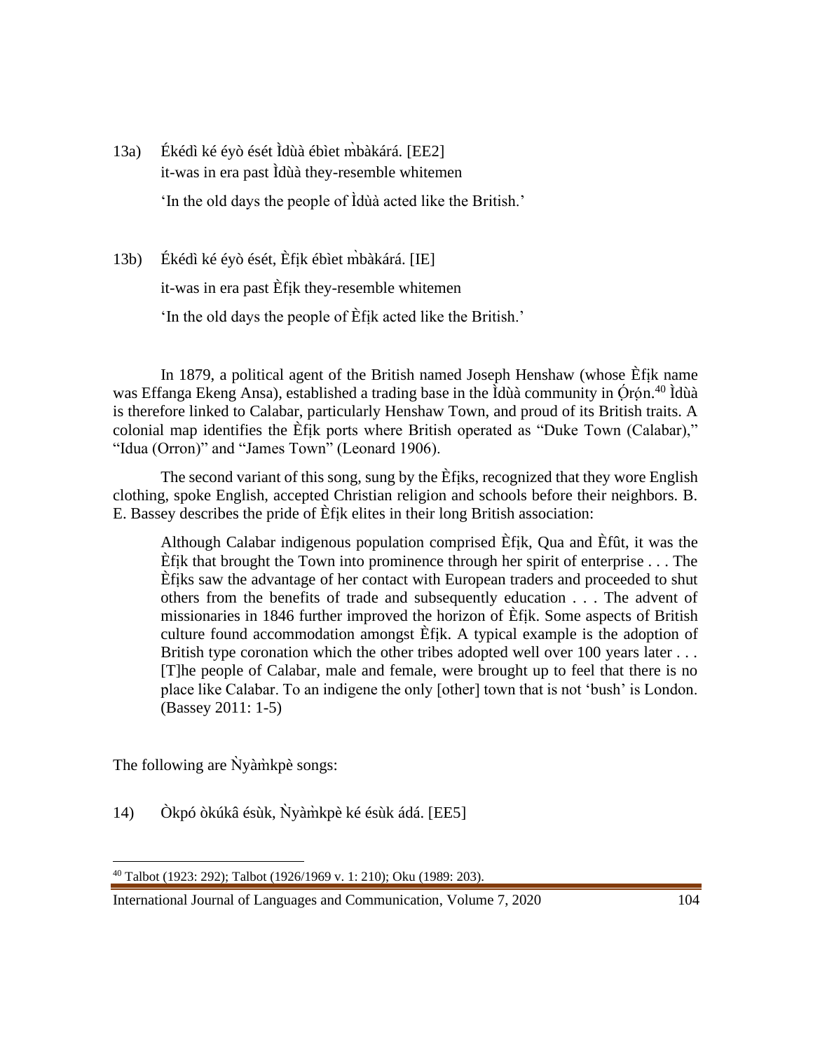13a) Ékédì ké éyò ését Ìdùà ébìet m̀bàkárá. [EE2]

it-was in era past Ìdùà they-resemble whitemen

'In the old days the people of Ìdùà acted like the British.'

13b) Ékédì ké éyò ését, Èfịk ébìet m̀bàkárá. [IE]

it-was in era past Èfịk they-resemble whitemen

'In the old days the people of Èfịk acted like the British.'

In 1879, a political agent of the British named Joseph Henshaw (whose Èfịk name was Effanga Ekeng Ansa), established a trading base in the Ìdùà community in Ọ́rọ́n.[40] Ìdùà is therefore linked to Calabar, particularly Henshaw Town, and proud of its British traits. A colonial map identifies the Èfịk ports where British operated as "Duke Town (Calabar)," "Idua (Orron)" and "James Town" (Leonard 1906).

The second variant of this song, sung by the Èfịks, recognized that they wore English clothing, spoke English, accepted Christian religion and schools before their neighbors. B. E. Bassey describes the pride of Èfịk elites in their long British association:

> Although Calabar indigenous population comprised Èfịk, Qua and Èfût, it was the Èfịk that brought the Town into prominence through her spirit of enterprise . . . The Èfịks saw the advantage of her contact with European traders and proceeded to shut others from the benefits of trade and subsequently education . . . The advent of missionaries in 1846 further improved the horizon of Èfịk. Some aspects of British culture found accommodation amongst Èfịk. A typical example is the adoption of British type coronation which the other tribes adopted well over 100 years later . . . [T]he people of Calabar, male and female, were brought up to feel that there is no place like Calabar. To an indigene the only [other] town that is not 'bush' is London. (Bassey 2011: 1-5)

The following are Ǹyàm̀kpè songs:

14) Òkpó òkúkâ ésùk, Ǹyàm̀kpè ké ésùk ádá. [EE5]

---

[40] Talbot (1923: 292); Talbot (1926/1969 v. 1: 210); Oku (1989: 203).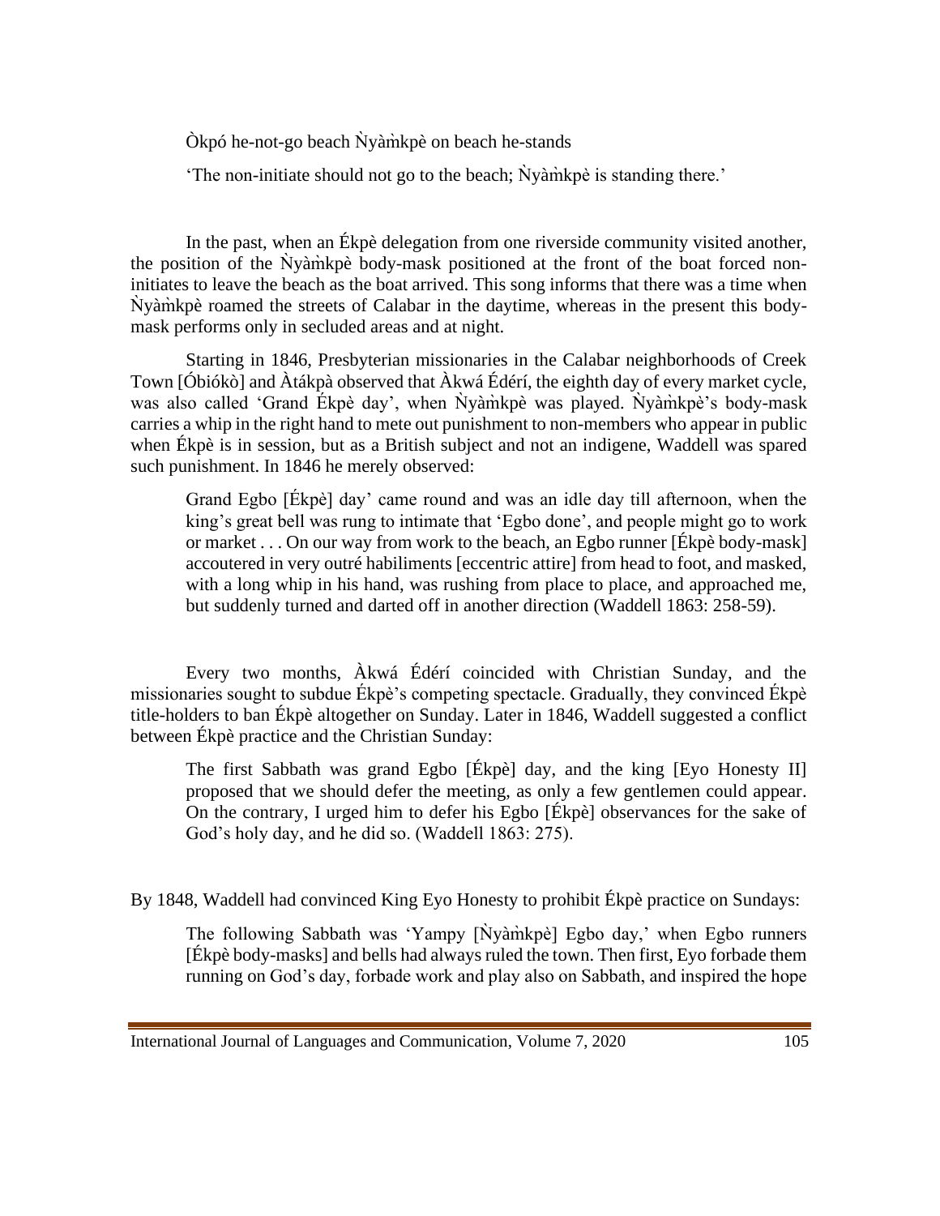Òkpó he-not-go beach Ǹyàm̀kpè on beach he-stands

'The non-initiate should not go to the beach; Ǹyàm̀kpè is standing there.'

In the past, when an Ékpè delegation from one riverside community visited another, the position of the Ǹyàm̀kpè body-mask positioned at the front of the boat forced non-initiates to leave the beach as the boat arrived. This song informs that there was a time when Ǹyàm̀kpè roamed the streets of Calabar in the daytime, whereas in the present this body-mask performs only in secluded areas and at night.

Starting in 1846, Presbyterian missionaries in the Calabar neighborhoods of Creek Town [Óbiókò] and Àtákpà observed that Àkwá Édérí, the eighth day of every market cycle, was also called 'Grand Ékpè day', when Ǹyàm̀kpè was played. Ǹyàm̀kpè's body-mask carries a whip in the right hand to mete out punishment to non-members who appear in public when Ékpè is in session, but as a British subject and not an indigene, Waddell was spared such punishment. In 1846 he merely observed:

> Grand Egbo [Ékpè] day' came round and was an idle day till afternoon, when the king's great bell was rung to intimate that 'Egbo done', and people might go to work or market . . . On our way from work to the beach, an Egbo runner [Ékpè body-mask] accoutered in very outré habiliments [eccentric attire] from head to foot, and masked, with a long whip in his hand, was rushing from place to place, and approached me, but suddenly turned and darted off in another direction (Waddell 1863: 258-59).

Every two months, Àkwá Édérí coincided with Christian Sunday, and the missionaries sought to subdue Ékpè's competing spectacle. Gradually, they convinced Ékpè title-holders to ban Ékpè altogether on Sunday. Later in 1846, Waddell suggested a conflict between Ékpè practice and the Christian Sunday:

> The first Sabbath was grand Egbo [Ékpè] day, and the king [Eyo Honesty II] proposed that we should defer the meeting, as only a few gentlemen could appear. On the contrary, I urged him to defer his Egbo [Ékpè] observances for the sake of God's holy day, and he did so. (Waddell 1863: 275).

By 1848, Waddell had convinced King Eyo Honesty to prohibit Ékpè practice on Sundays:

> The following Sabbath was 'Yampy [Ǹyàm̀kpè] Egbo day,' when Egbo runners [Ékpè body-masks] and bells had always ruled the town. Then first, Eyo forbade them running on God's day, forbade work and play also on Sabbath, and inspired the hope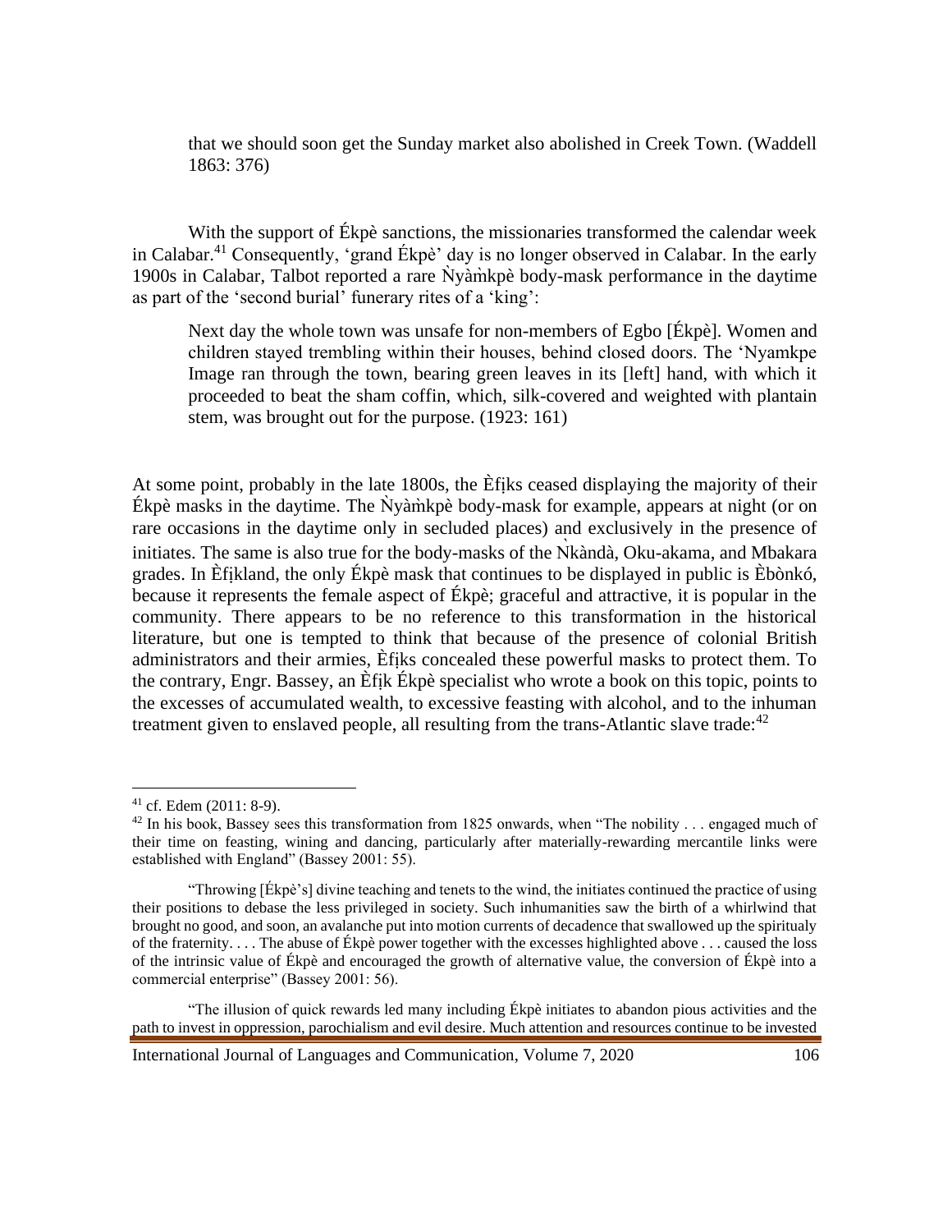that we should soon get the Sunday market also abolished in Creek Town. (Waddell 1863: 376)

With the support of Ékpè sanctions, the missionaries transformed the calendar week in Calabar.[41] Consequently, 'grand Ékpè' day is no longer observed in Calabar. In the early 1900s in Calabar, Talbot reported a rare Ǹyàm̀kpè body-mask performance in the daytime as part of the 'second burial' funerary rites of a 'king':

> Next day the whole town was unsafe for non-members of Egbo [Ékpè]. Women and children stayed trembling within their houses, behind closed doors. The 'Nyamkpe Image ran through the town, bearing green leaves in its [left] hand, with which it proceeded to beat the sham coffin, which, silk-covered and weighted with plantain stem, was brought out for the purpose. (1923: 161)

At some point, probably in the late 1800s, the Èfịks ceased displaying the majority of their Ékpè masks in the daytime. The Ǹyàm̀kpè body-mask for example, appears at night (or on rare occasions in the daytime only in secluded places) and exclusively in the presence of initiates. The same is also true for the body-masks of the Ǹkàndà, Oku-akama, and Mbakara grades. In Èfịkland, the only Ékpè mask that continues to be displayed in public is Èbònkó, because it represents the female aspect of Ékpè; graceful and attractive, it is popular in the community. There appears to be no reference to this transformation in the historical literature, but one is tempted to think that because of the presence of colonial British administrators and their armies, Èfịks concealed these powerful masks to protect them. To the contrary, Engr. Bassey, an Èfịk Ékpè specialist who wrote a book on this topic, points to the excesses of accumulated wealth, to excessive feasting with alcohol, and to the inhuman treatment given to enslaved people, all resulting from the trans-Atlantic slave trade:[42]

---

[41] cf. Edem (2011: 8-9).

[42] In his book, Bassey sees this transformation from 1825 onwards, when "The nobility . . . engaged much of their time on feasting, wining and dancing, particularly after materially-rewarding mercantile links were established with England" (Bassey 2001: 55).

"Throwing [Ékpè's] divine teaching and tenets to the wind, the initiates continued the practice of using their positions to debase the less privileged in society. Such inhumanities saw the birth of a whirlwind that brought no good, and soon, an avalanche put into motion currents of decadence that swallowed up the spiritualy of the fraternity. . . . The abuse of Ékpè power together with the excesses highlighted above . . . caused the loss of the intrinsic value of Ékpè and encouraged the growth of alternative value, the conversion of Ékpè into a commercial enterprise" (Bassey 2001: 56).

"The illusion of quick rewards led many including Ékpè initiates to abandon pious activities and the path to invest in oppression, parochialism and evil desire. Much attention and resources continue to be invested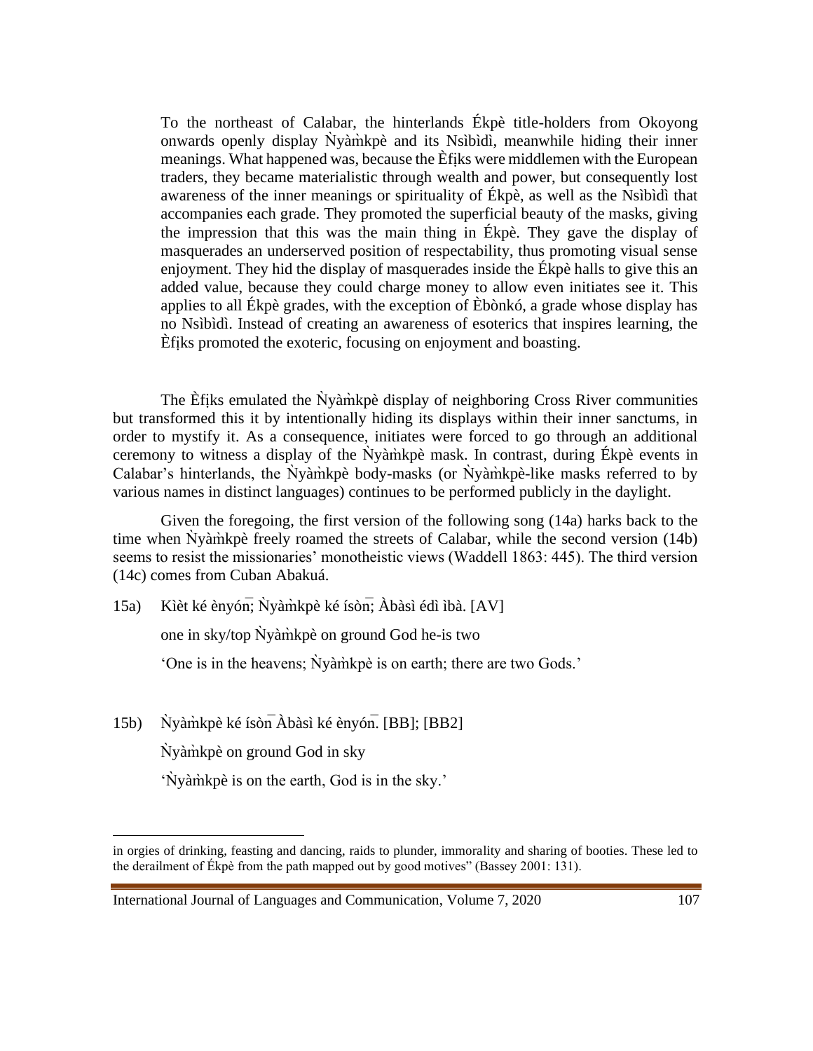> To the northeast of Calabar, the hinterlands Ékpè title-holders from Okoyong onwards openly display Ǹyàm̀kpè and its Nsìbìdì, meanwhile hiding their inner meanings. What happened was, because the Èfịks were middlemen with the European traders, they became materialistic through wealth and power, but consequently lost awareness of the inner meanings or spirituality of Ékpè, as well as the Nsìbìdì that accompanies each grade. They promoted the superficial beauty of the masks, giving the impression that this was the main thing in Ékpè. They gave the display of masquerades an underserved position of respectability, thus promoting visual sense enjoyment. They hid the display of masquerades inside the Ékpè halls to give this an added value, because they could charge money to allow even initiates see it. This applies to all Ékpè grades, with the exception of Èbònkó, a grade whose display has no Nsìbìdì. Instead of creating an awareness of esoterics that inspires learning, the Èfịks promoted the exoteric, focusing on enjoyment and boasting.

The Èfịks emulated the Ǹyàm̀kpè display of neighboring Cross River communities but transformed this it by intentionally hiding its displays within their inner sanctums, in order to mystify it. As a consequence, initiates were forced to go through an additional ceremony to witness a display of the Ǹyàm̀kpè mask. In contrast, during Ékpè events in Calabar's hinterlands, the Ǹyàm̀kpè body-masks (or Ǹyàm̀kpè-like masks referred to by various names in distinct languages) continues to be performed publicly in the daylight.

Given the foregoing, the first version of the following song (14a) harks back to the time when Ǹyàm̀kpè freely roamed the streets of Calabar, while the second version (14b) seems to resist the missionaries' monotheistic views (Waddell 1863: 445). The third version (14c) comes from Cuban Abakuá.

15a) Kìèt ké ènyón̄; Ǹyàm̀kpè ké ísòn̄; Àbàsì édì ìbà. [AV]

one in sky/top Ǹyàm̀kpè on ground God he-is two

'One is in the heavens; Ǹyàm̀kpè is on earth; there are two Gods.'

15b) Ǹyàm̀kpè ké ísòn̄ Àbàsì ké ènyón̄. [BB]; [BB2]

Ǹyàm̀kpè on ground God in sky

'Ǹyàm̀kpè is on the earth, God is in the sky.'

---

in orgies of drinking, feasting and dancing, raids to plunder, immorality and sharing of booties. These led to the derailment of Ékpè from the path mapped out by good motives" (Bassey 2001: 131).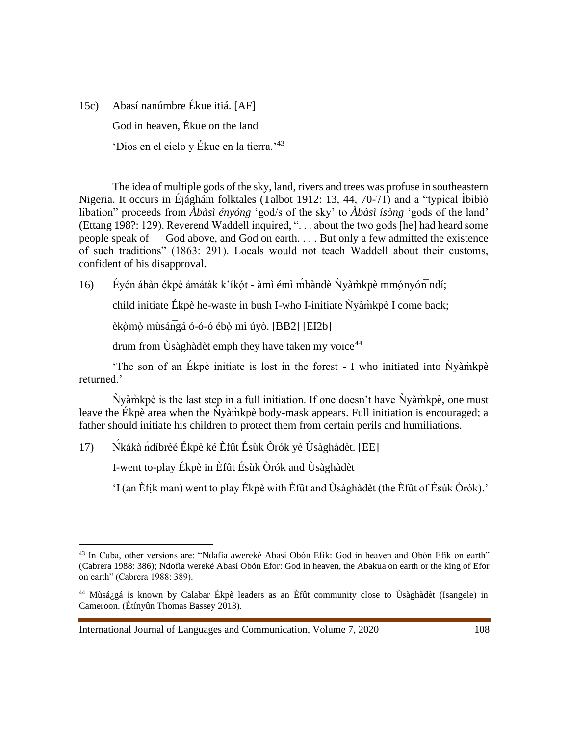15c) Abasí nanúmbre Ékue itiá. [AF]

God in heaven, Ékue on the land

'Dios en el cielo y Ékue en la tierra.'[43]

The idea of multiple gods of the sky, land, rivers and trees was profuse in southeastern Nigeria. It occurs in Éjághám folktales (Talbot 1912: 13, 44, 70-71) and a "typical Ìbibiò libation" proceeds from *Àbàsì ényóng* 'god/s of the sky' to *Àbàsì ísòng* 'gods of the land' (Ettang 198?: 129). Reverend Waddell inquired, ". . . about the two gods [he] had heard some people speak of — God above, and God on earth. . . . But only a few admitted the existence of such traditions" (1863: 291). Locals would not teach Waddell about their customs, confident of his disapproval.

16) Éyén ábàn ékpè ámátàk k'íkọ́t - àmì émì ḿbàndè Ǹyàm̀kpè mmọ́nyón̄ ndí;

child initiate Ékpè he-waste in bush I-who I-initiate Ǹyàm̀kpè I come back;

èkọ̀mọ̀ mùsán̄gá ó-ó-ó ébọ̀ mì úyò. [BB2] [EI2b]

drum from Ùsàghàdèt emph they have taken my voice[44]

'The son of an Ékpè initiate is lost in the forest - I who initiated into Ǹyàm̀kpè returned.'

Ǹyàm̀kpè is the last step in a full initiation. If one doesn't have Ǹyàm̀kpè, one must leave the Ékpè area when the Ǹyàm̀kpè body-mask appears. Full initiation is encouraged; a father should initiate his children to protect them from certain perils and humiliations.

17) Ǹkákà ńdíbrèé Ékpè ké Èfût Ésùk Òrók yè Ùsàghàdèt. [EE]

I-went to-play Ékpè in Èfût Ésùk Òrók and Ùsàghàdèt

'I (an Èfịk man) went to play Ékpè with Èfût and Ùsàghàdèt (the Èfût of Ésùk Òrók).'

---

[43] In Cuba, other versions are: "Ndafia awereké Abasí Obón Efik: God in heaven and Obón Efik on earth" (Cabrera 1988: 386); Ndofia wereké Abasí Obón Efor: God in heaven, the Abakua on earth or the king of Efor on earth" (Cabrera 1988: 389).

[44] Mùsá¿gá is known by Calabar Ékpè leaders as an Èfût community close to Ùsàghàdèt (Isangele) in Cameroon. (Ètínyûn Thomas Bassey 2013).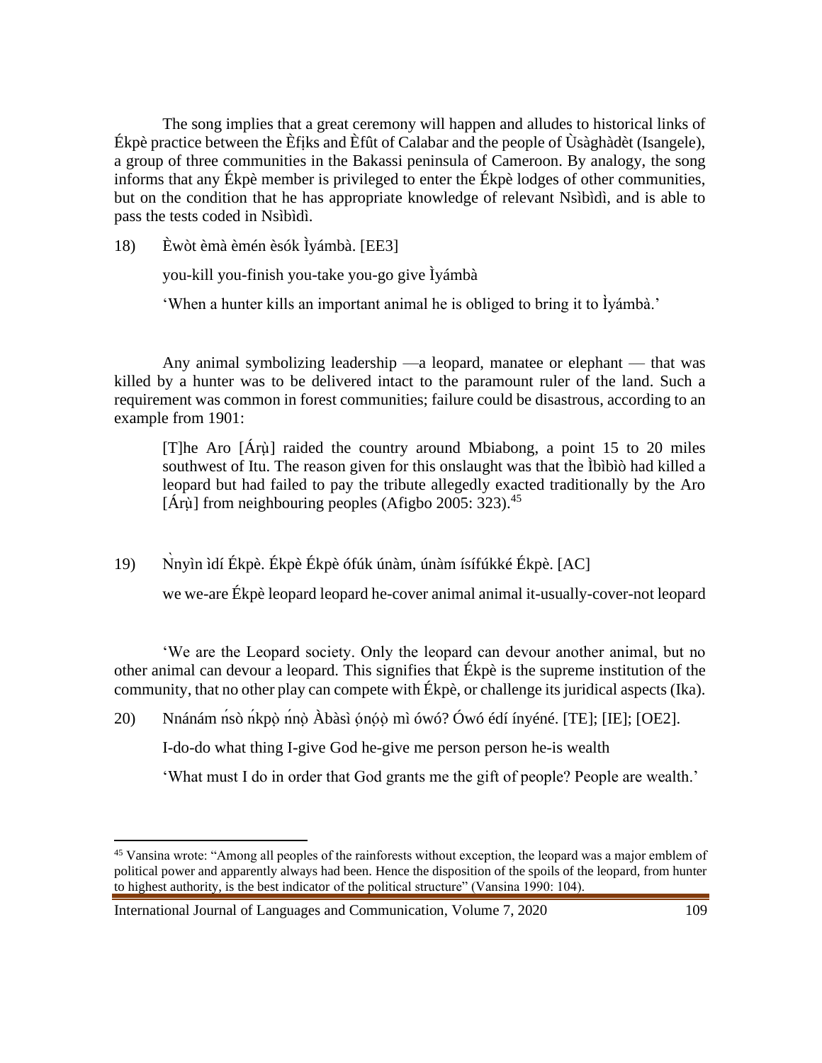The song implies that a great ceremony will happen and alludes to historical links of Ékpè practice between the Èfịks and Èfût of Calabar and the people of Ùsàghàdèt (Isangele), a group of three communities in the Bakassi peninsula of Cameroon. By analogy, the song informs that any Ékpè member is privileged to enter the Ékpè lodges of other communities, but on the condition that he has appropriate knowledge of relevant Nsìbìdì, and is able to pass the tests coded in Nsìbìdì.

18) Èwòt èmà èmén èsók Ìyámbà. [EE3]

you-kill you-finish you-take you-go give Ìyámbà

'When a hunter kills an important animal he is obliged to bring it to Ìyámbà.'

Any animal symbolizing leadership —a leopard, manatee or elephant — that was killed by a hunter was to be delivered intact to the paramount ruler of the land. Such a requirement was common in forest communities; failure could be disastrous, according to an example from 1901:

> [T]he Aro [Árụ̀] raided the country around Mbiabong, a point 15 to 20 miles southwest of Itu. The reason given for this onslaught was that the Ìbìbìò had killed a leopard but had failed to pay the tribute allegedly exacted traditionally by the Aro [Árụ̀] from neighbouring peoples (Afigbo 2005: 323).[45]

19) Ǹnyìn ìdí Ékpè. Ékpè Ékpè ófúk únàm, únàm ísífúkké Ékpè. [AC]

we we-are Ékpè leopard leopard he-cover animal animal it-usually-cover-not leopard

'We are the Leopard society. Only the leopard can devour another animal, but no other animal can devour a leopard. This signifies that Ékpè is the supreme institution of the community, that no other play can compete with Ékpè, or challenge its juridical aspects (Ika).

20) Nnánám ńsò ńkpọ̀ ńnọ̀ Àbàsì ọ́nọ́ọ̀ mì ówó? Ówó édí ínyéné. [TE]; [IE]; [OE2].

I-do-do what thing I-give God he-give me person person he-is wealth

'What must I do in order that God grants me the gift of people? People are wealth.'

---

[45] Vansina wrote: "Among all peoples of the rainforests without exception, the leopard was a major emblem of political power and apparently always had been. Hence the disposition of the spoils of the leopard, from hunter to highest authority, is the best indicator of the political structure" (Vansina 1990: 104).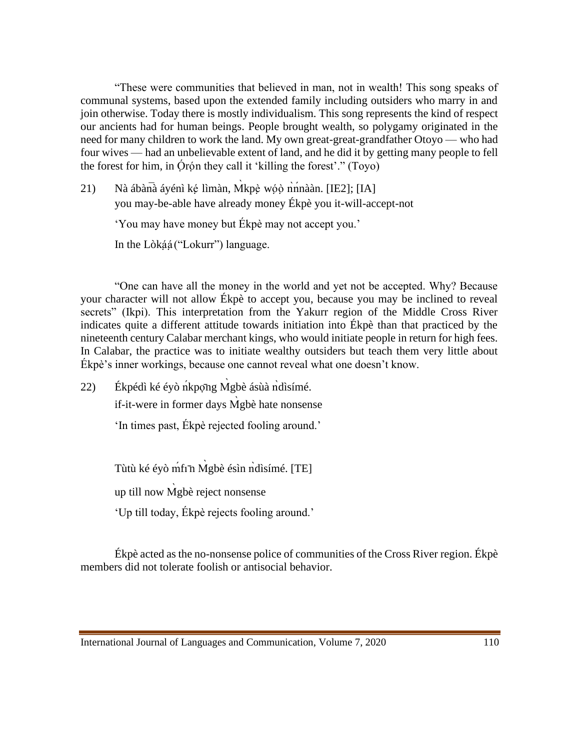"These were communities that believed in man, not in wealth! This song speaks of communal systems, based upon the extended family including outsiders who marry in and join otherwise. Today there is mostly individualism. This song represents the kind of respect our ancients had for human beings. People brought wealth, so polygamy originated in the need for many children to work the land. My own great-great-grandfather Otoyo — who had four wives — had an unbelievable extent of land, and he did it by getting many people to fell the forest for him, in Ọ́rọ̀n they call it 'killing the forest'." (Toyo)

21) Nà ábàn̄à áyénì kẹ́ lìmàn, M̀kpẹ̀ wọ́ọ̀ ǹńnààn. [IE2]; [IA]

you may-be-able have already money Ékpè you it-will-accept-not

'You may have money but Ékpè may not accept you.'

In the Lòkạ́ạ́ ("Lokurr") language.

"One can have all the money in the world and yet not be accepted. Why? Because your character will not allow Ékpè to accept you, because you may be inclined to reveal secrets" (Ikpi). This interpretation from the Yakurr region of the Middle Cross River indicates quite a different attitude towards initiation into Ékpè than that practiced by the nineteenth century Calabar merchant kings, who would initiate people in return for high fees. In Calabar, the practice was to initiate wealthy outsiders but teach them very little about Ékpè's inner workings, because one cannot reveal what one doesn't know.

22) Ékpédì ké éyò ńkpọ̄ng M̀gbè ásùà ǹdìsímé.

if-it-were in former days M̀gbè hate nonsense

'In times past, Ékpè rejected fooling around.'

Tùtù ké éyò ḿfɪ̄n M̀gbè ésìn ǹdìsímé. [TE]

up till now M̀gbè reject nonsense

'Up till today, Ékpè rejects fooling around.'

Ékpè acted as the no-nonsense police of communities of the Cross River region. Ékpè members did not tolerate foolish or antisocial behavior.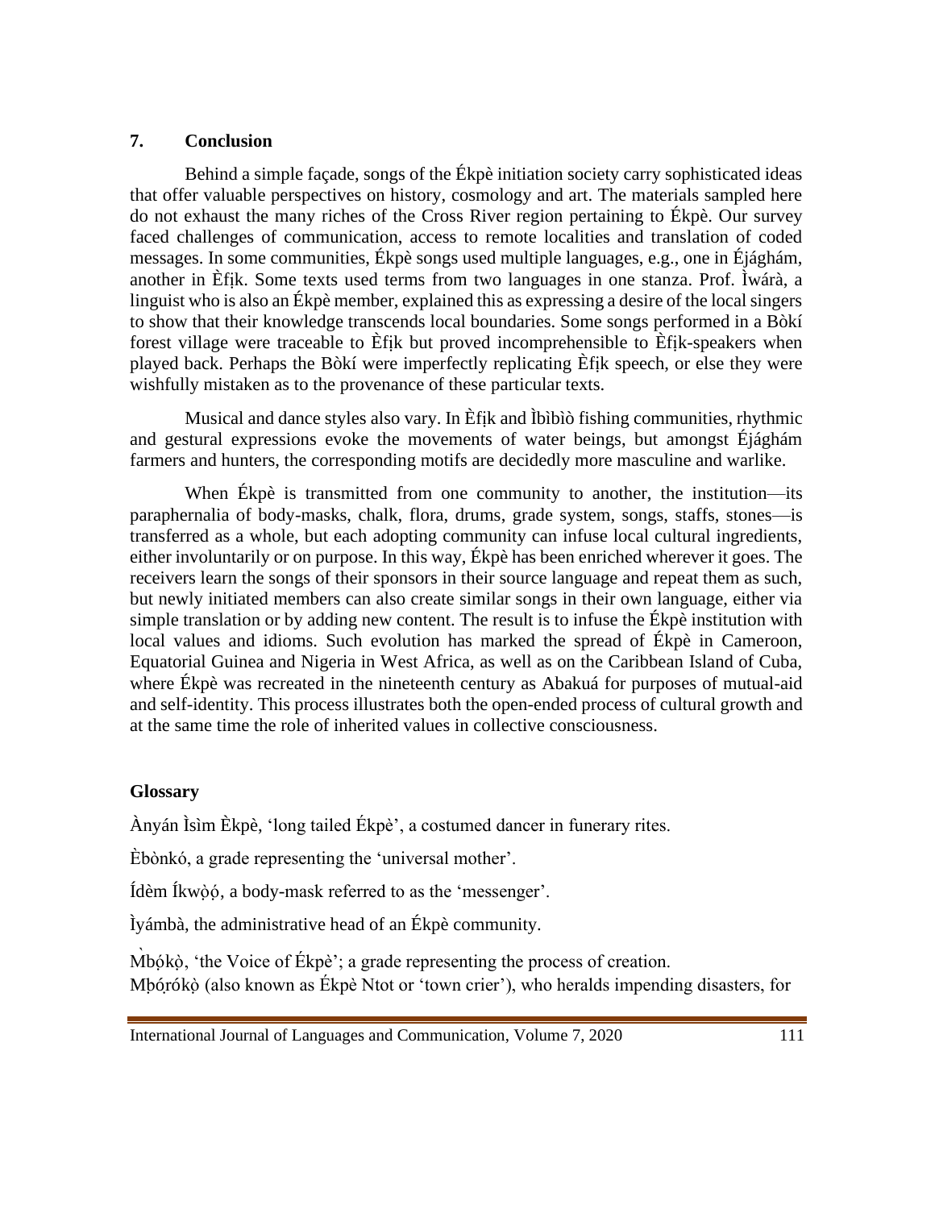## 7. Conclusion

Behind a simple façade, songs of the Ékpè initiation society carry sophisticated ideas that offer valuable perspectives on history, cosmology and art. The materials sampled here do not exhaust the many riches of the Cross River region pertaining to Ékpè. Our survey faced challenges of communication, access to remote localities and translation of coded messages. In some communities, Ékpè songs used multiple languages, e.g., one in Ɛ́jághám, another in Èfịk. Some texts used terms from two languages in one stanza. Prof. Ìwárà, a linguist who is also an Ékpè member, explained this as expressing a desire of the local singers to show that their knowledge transcends local boundaries. Some songs performed in a Bòkí forest village were traceable to Èfịk but proved incomprehensible to Èfịk-speakers when played back. Perhaps the Bòkí were imperfectly replicating Èfịk speech, or else they were wishfully mistaken as to the provenance of these particular texts.

Musical and dance styles also vary. In Èfịk and Ìbìbìò fishing communities, rhythmic and gestural expressions evoke the movements of water beings, but amongst Ɛ́jághám farmers and hunters, the corresponding motifs are decidedly more masculine and warlike.

When Ékpè is transmitted from one community to another, the institution—its paraphernalia of body-masks, chalk, flora, drums, grade system, songs, staffs, stones—is transferred as a whole, but each adopting community can infuse local cultural ingredients, either involuntarily or on purpose. In this way, Ékpè has been enriched wherever it goes. The receivers learn the songs of their sponsors in their source language and repeat them as such, but newly initiated members can also create similar songs in their own language, either via simple translation or by adding new content. The result is to infuse the Ékpè institution with local values and idioms. Such evolution has marked the spread of Ékpè in Cameroon, Equatorial Guinea and Nigeria in West Africa, as well as on the Caribbean Island of Cuba, where Ékpè was recreated in the nineteenth century as Abakuá for purposes of mutual-aid and self-identity. This process illustrates both the open-ended process of cultural growth and at the same time the role of inherited values in collective consciousness.

## Glossary

Ànyán Ìsìm Èkpè, 'long tailed Ékpè', a costumed dancer in funerary rites.

Èbònkó, a grade representing the 'universal mother'.

Ídèm Íkwọ̀ọ́, a body-mask referred to as the 'messenger'.

Ìyámbà, the administrative head of an Ékpè community.

M̀bọ́kọ̀, 'the Voice of Ékpè'; a grade representing the process of creation.
Mḅọ́ṛókọ̀ (also known as Ékpè Ntot or 'town crier'), who heralds impending disasters, for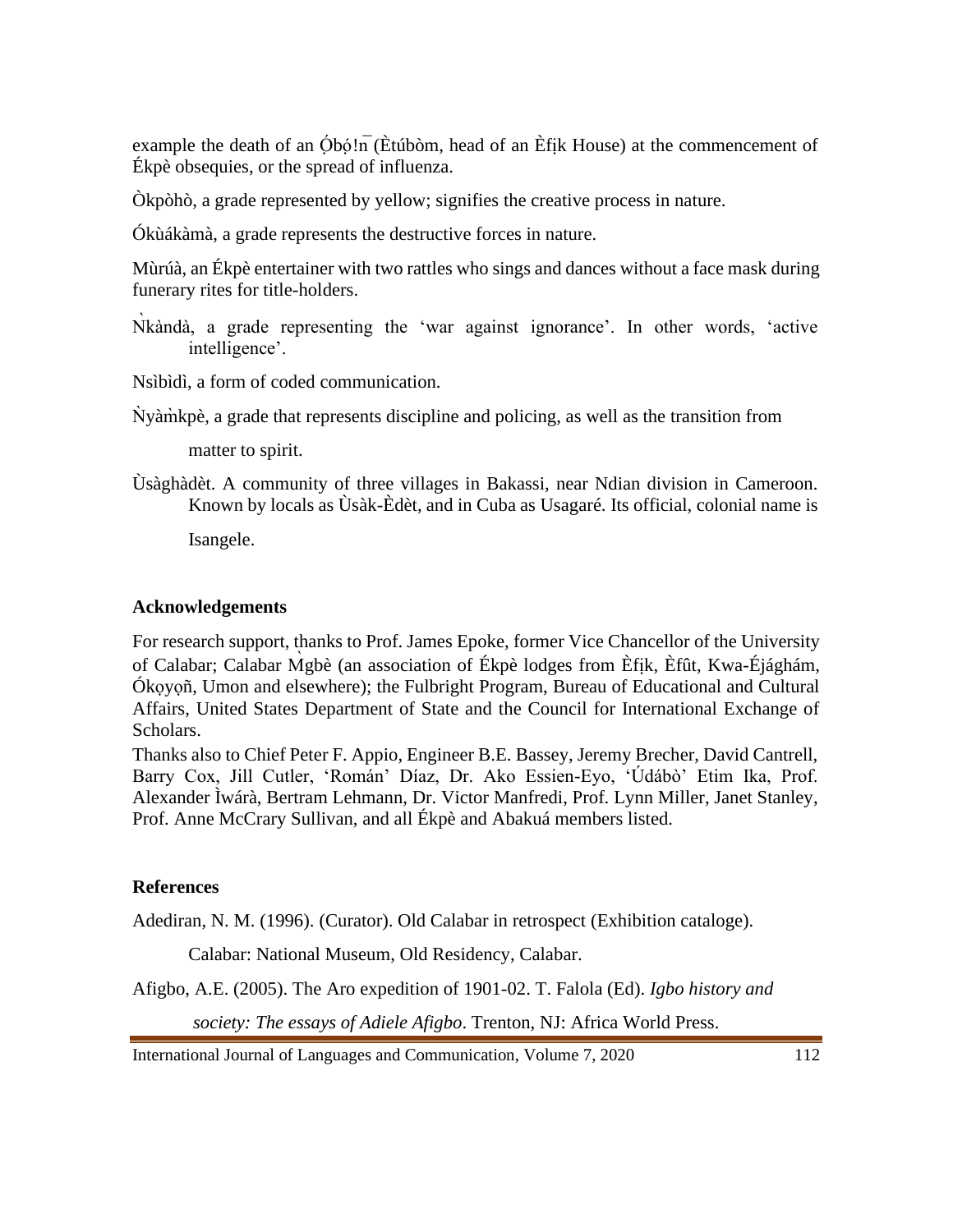example the death of an Ọ́bọ́!n̄ (Ètúbòm, head of an Èfịk House) at the commencement of Ékpè obsequies, or the spread of influenza.

Òkpòhò, a grade represented by yellow; signifies the creative process in nature.

Ókùákàmà, a grade represents the destructive forces in nature.

Mùrúà, an Ékpè entertainer with two rattles who sings and dances without a face mask during funerary rites for title-holders.

Ǹkàndà, a grade representing the 'war against ignorance'. In other words, 'active intelligence'.

Nsìbìdì, a form of coded communication.

Ǹyàm̀kpè, a grade that represents discipline and policing, as well as the transition from matter to spirit.

Ùsàghàdèt. A community of three villages in Bakassi, near Ndian division in Cameroon. Known by locals as Ùsàk-Èdèt, and in Cuba as Usagaré. Its official, colonial name is Isangele.

## Acknowledgements

For research support, thanks to Prof. James Epoke, former Vice Chancellor of the University of Calabar; Calabar M̀gbè (an association of Ékpè lodges from Èfịk, Èfût, Kwa-Éjághám, Ókọyọñ, Umon and elsewhere); the Fulbright Program, Bureau of Educational and Cultural Affairs, United States Department of State and the Council for International Exchange of Scholars.

Thanks also to Chief Peter F. Appio, Engineer B.E. Bassey, Jeremy Brecher, David Cantrell, Barry Cox, Jill Cutler, 'Román' Díaz, Dr. Ako Essien-Eyo, 'Údábò' Etim Ika, Prof. Alexander Ìwárà, Bertram Lehmann, Dr. Victor Manfredi, Prof. Lynn Miller, Janet Stanley, Prof. Anne McCrary Sullivan, and all Ékpè and Abakuá members listed.

## References

Adediran, N. M. (1996). (Curator). Old Calabar in retrospect (Exhibition cataloge). Calabar: National Museum, Old Residency, Calabar.

Afigbo, A.E. (2005). The Aro expedition of 1901-02. T. Falola (Ed). *Igbo history and society: The essays of Adiele Afigbo*. Trenton, NJ: Africa World Press.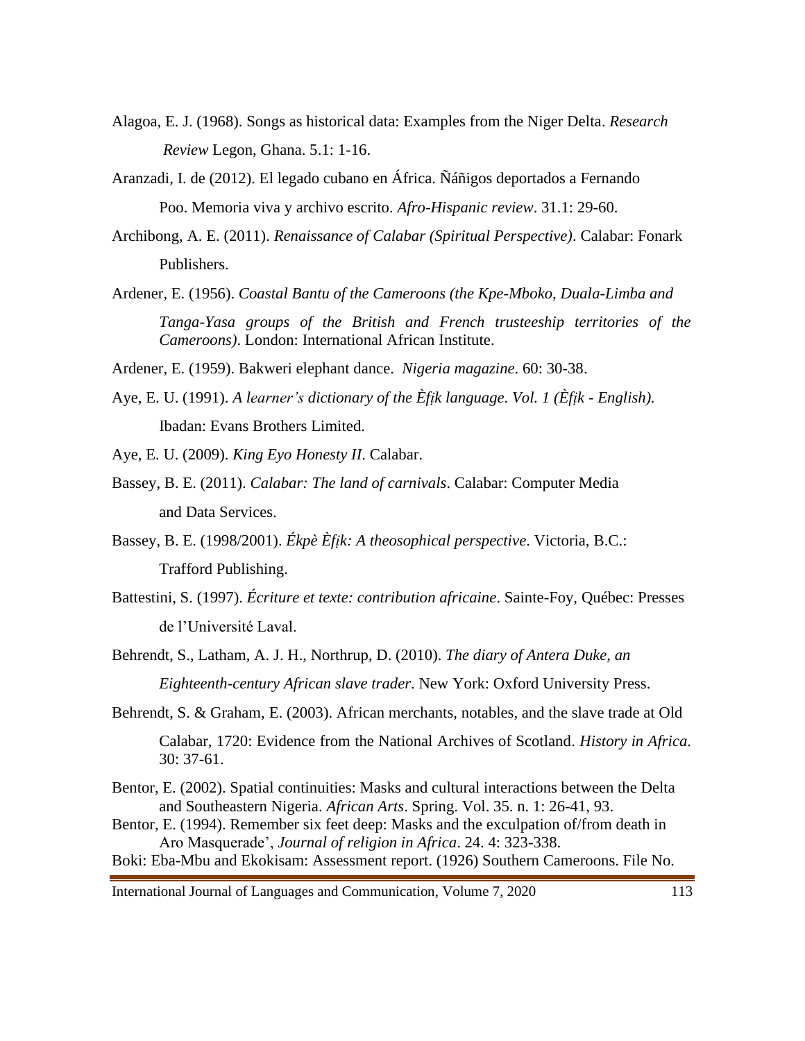Alagoa, E. J. (1968). Songs as historical data: Examples from the Niger Delta. *Research Review* Legon, Ghana. 5.1: 1-16.

Aranzadi, I. de (2012). El legado cubano en África. Ñáñigos deportados a Fernando Poo. Memoria viva y archivo escrito. *Afro-Hispanic review*. 31.1: 29-60.

Archibong, A. E. (2011). *Renaissance of Calabar (Spiritual Perspective)*. Calabar: Fonark Publishers.

Ardener, E. (1956). *Coastal Bantu of the Cameroons (the Kpe-Mboko, Duala-Limba and Tanga-Yasa groups of the British and French trusteeship territories of the Cameroons)*. London: International African Institute.

Ardener, E. (1959). Bakweri elephant dance. *Nigeria magazine*. 60: 30-38.

Aye, E. U. (1991). *A learner's dictionary of the Èfịk language. Vol. 1 (Èfịk - English).* Ibadan: Evans Brothers Limited.

Aye, E. U. (2009). *King Eyo Honesty II*. Calabar.

Bassey, B. E. (2011). *Calabar: The land of carnivals*. Calabar: Computer Media and Data Services.

Bassey, B. E. (1998/2001). *Ékpè Èfịk: A theosophical perspective*. Victoria, B.C.: Trafford Publishing.

Battestini, S. (1997). *Écriture et texte: contribution africaine*. Sainte-Foy, Québec: Presses de l'Université Laval.

Behrendt, S., Latham, A. J. H., Northrup, D. (2010). *The diary of Antera Duke, an Eighteenth-century African slave trader*. New York: Oxford University Press.

Behrendt, S. & Graham, E. (2003). African merchants, notables, and the slave trade at Old Calabar, 1720: Evidence from the National Archives of Scotland. *History in Africa*. 30: 37-61.

Bentor, E. (2002). Spatial continuities: Masks and cultural interactions between the Delta and Southeastern Nigeria. *African Arts*. Spring. Vol. 35. n. 1: 26-41, 93.

Bentor, E. (1994). Remember six feet deep: Masks and the exculpation of/from death in Aro Masquerade', *Journal of religion in Africa*. 24. 4: 323-338.

Boki: Eba-Mbu and Ekokisam: Assessment report. (1926) Southern Cameroons. File No.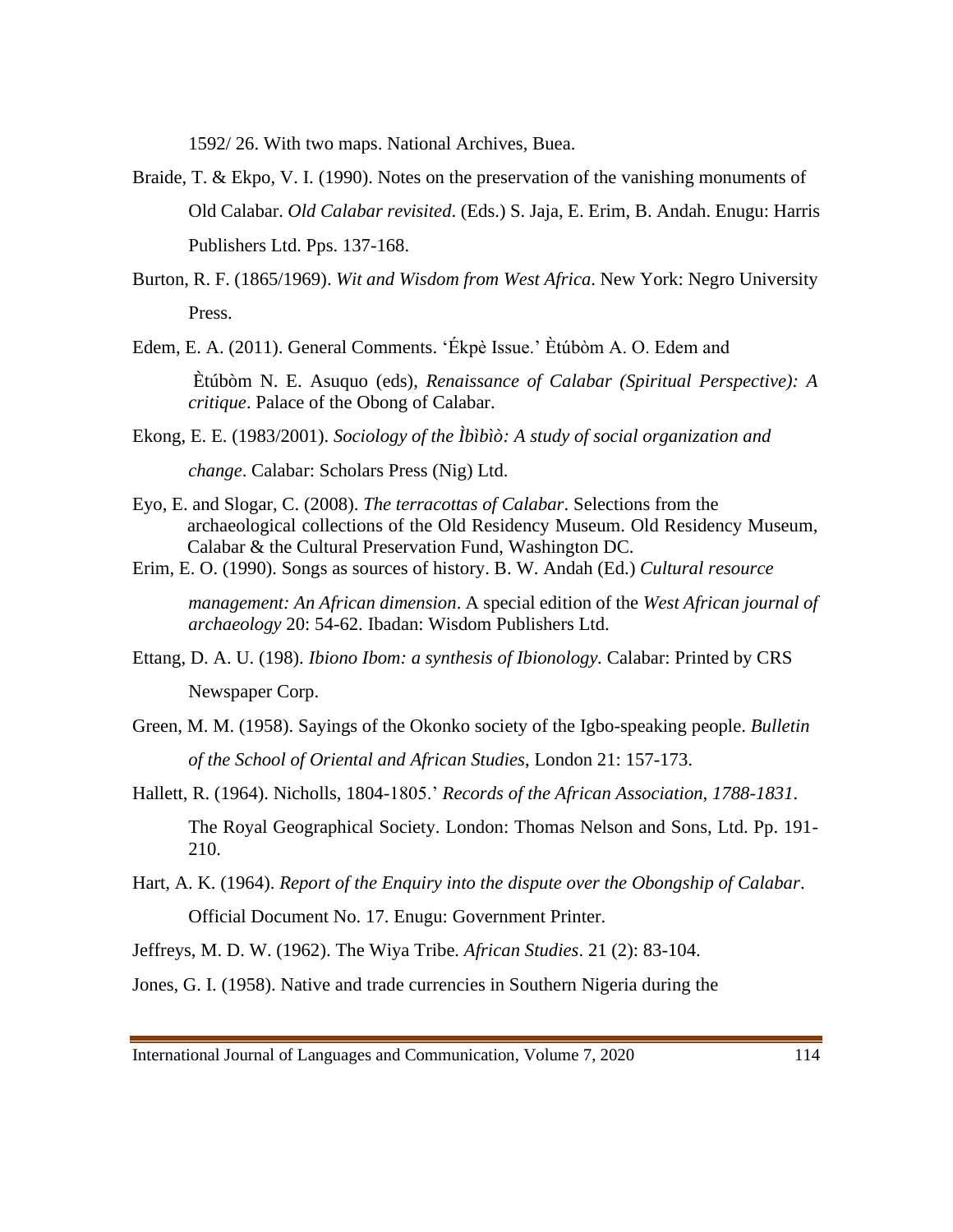1592/ 26. With two maps. National Archives, Buea.

Braide, T. & Ekpo, V. I. (1990). Notes on the preservation of the vanishing monuments of Old Calabar. *Old Calabar revisited*. (Eds.) S. Jaja, E. Erim, B. Andah. Enugu: Harris Publishers Ltd. Pps. 137-168.

Burton, R. F. (1865/1969). *Wit and Wisdom from West Africa*. New York: Negro University Press.

Edem, E. A. (2011). General Comments. 'Ékpè Issue.' Ètúbòm A. O. Edem and Ètúbòm N. E. Asuquo (eds), *Renaissance of Calabar (Spiritual Perspective): A critique*. Palace of the Obong of Calabar.

Ekong, E. E. (1983/2001). *Sociology of the Ìbìbìò: A study of social organization and change*. Calabar: Scholars Press (Nig) Ltd.

Eyo, E. and Slogar, C. (2008). *The terracottas of Calabar*. Selections from the archaeological collections of the Old Residency Museum. Old Residency Museum, Calabar & the Cultural Preservation Fund, Washington DC.

Erim, E. O. (1990). Songs as sources of history. B. W. Andah (Ed.) *Cultural resource management: An African dimension*. A special edition of the *West African journal of archaeology* 20: 54-62. Ibadan: Wisdom Publishers Ltd.

Ettang, D. A. U. (198). *Ibiono Ibom: a synthesis of Ibionology.* Calabar: Printed by CRS Newspaper Corp.

Green, M. M. (1958). Sayings of the Okonko society of the Igbo-speaking people. *Bulletin of the School of Oriental and African Studies*, London 21: 157-173.

Hallett, R. (1964). Nicholls, 1804-1805.' *Records of the African Association, 1788-1831*. The Royal Geographical Society. London: Thomas Nelson and Sons, Ltd. Pp. 191-210.

Hart, A. K. (1964). *Report of the Enquiry into the dispute over the Obongship of Calabar*. Official Document No. 17. Enugu: Government Printer.

Jeffreys, M. D. W. (1962). The Wiya Tribe. *African Studies*. 21 (2): 83-104.

Jones, G. I. (1958). Native and trade currencies in Southern Nigeria during the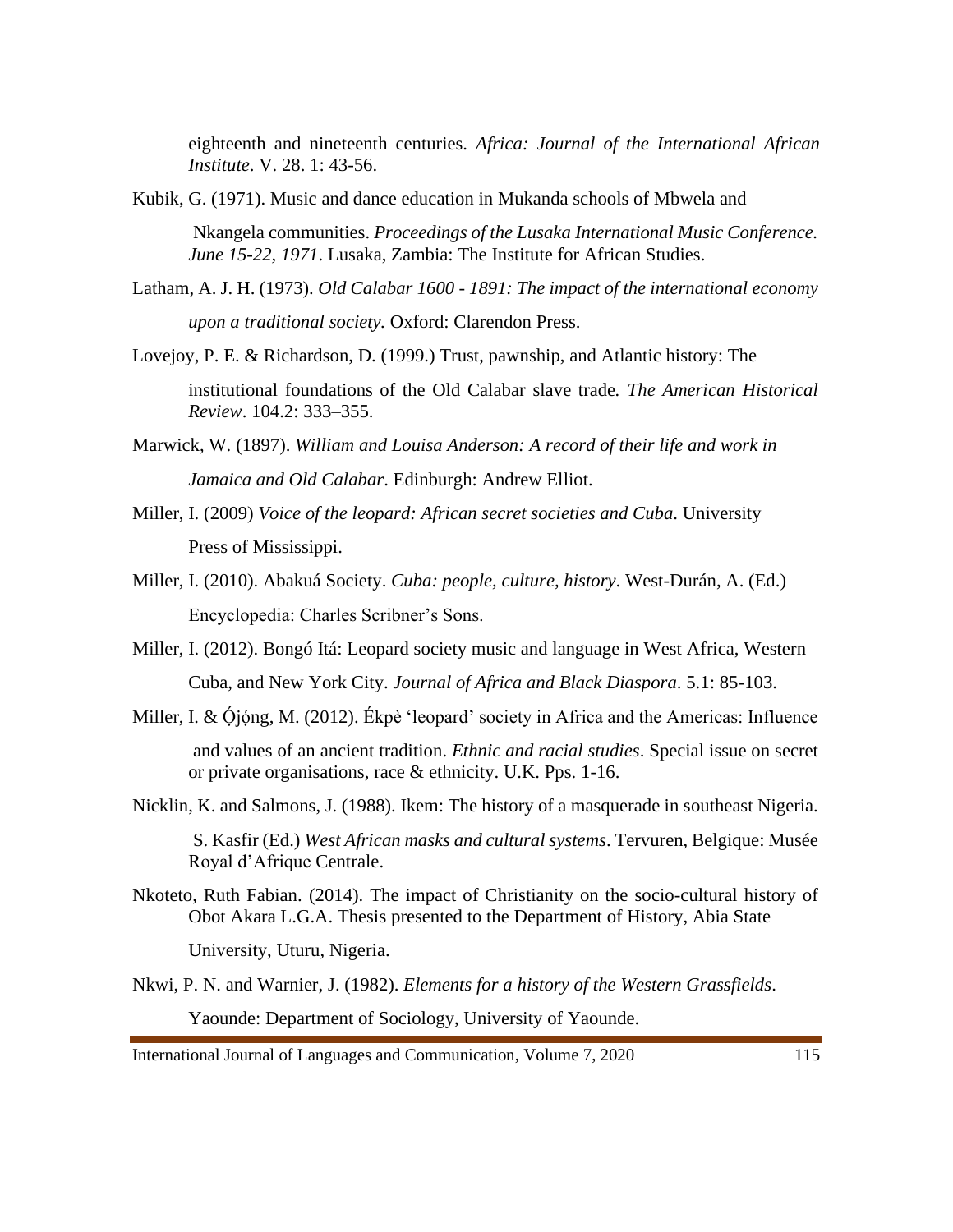eighteenth and nineteenth centuries. *Africa: Journal of the International African Institute*. V. 28. 1: 43-56.

Kubik, G. (1971). Music and dance education in Mukanda schools of Mbwela and Nkangela communities. *Proceedings of the Lusaka International Music Conference. June 15-22, 1971*. Lusaka, Zambia: The Institute for African Studies.

Latham, A. J. H. (1973). *Old Calabar 1600 - 1891: The impact of the international economy upon a traditional society.* Oxford: Clarendon Press.

Lovejoy, P. E. & Richardson, D. (1999.) Trust, pawnship, and Atlantic history: The institutional foundations of the Old Calabar slave trade. *The American Historical Review*. 104.2: 333–355.

Marwick, W. (1897). *William and Louisa Anderson: A record of their life and work in Jamaica and Old Calabar*. Edinburgh: Andrew Elliot.

Miller, I. (2009) *Voice of the leopard: African secret societies and Cuba*. University Press of Mississippi.

Miller, I. (2010). Abakuá Society. *Cuba: people, culture, history*. West-Durán, A. (Ed.) Encyclopedia: Charles Scribner's Sons.

Miller, I. (2012). Bongó Itá: Leopard society music and language in West Africa, Western Cuba, and New York City. *Journal of Africa and Black Diaspora*. 5.1: 85-103.

Miller, I. & Ọ́jọ́ng, M. (2012). Ékpè 'leopard' society in Africa and the Americas: Influence and values of an ancient tradition. *Ethnic and racial studies*. Special issue on secret or private organisations, race & ethnicity. U.K. Pps. 1-16.

Nicklin, K. and Salmons, J. (1988). Ikem: The history of a masquerade in southeast Nigeria. S. Kasfir (Ed.) *West African masks and cultural systems*. Tervuren, Belgique: Musée Royal d'Afrique Centrale.

Nkoteto, Ruth Fabian. (2014). The impact of Christianity on the socio-cultural history of Obot Akara L.G.A. Thesis presented to the Department of History, Abia State University, Uturu, Nigeria.

Nkwi, P. N. and Warnier, J. (1982). *Elements for a history of the Western Grassfields*. Yaounde: Department of Sociology, University of Yaounde.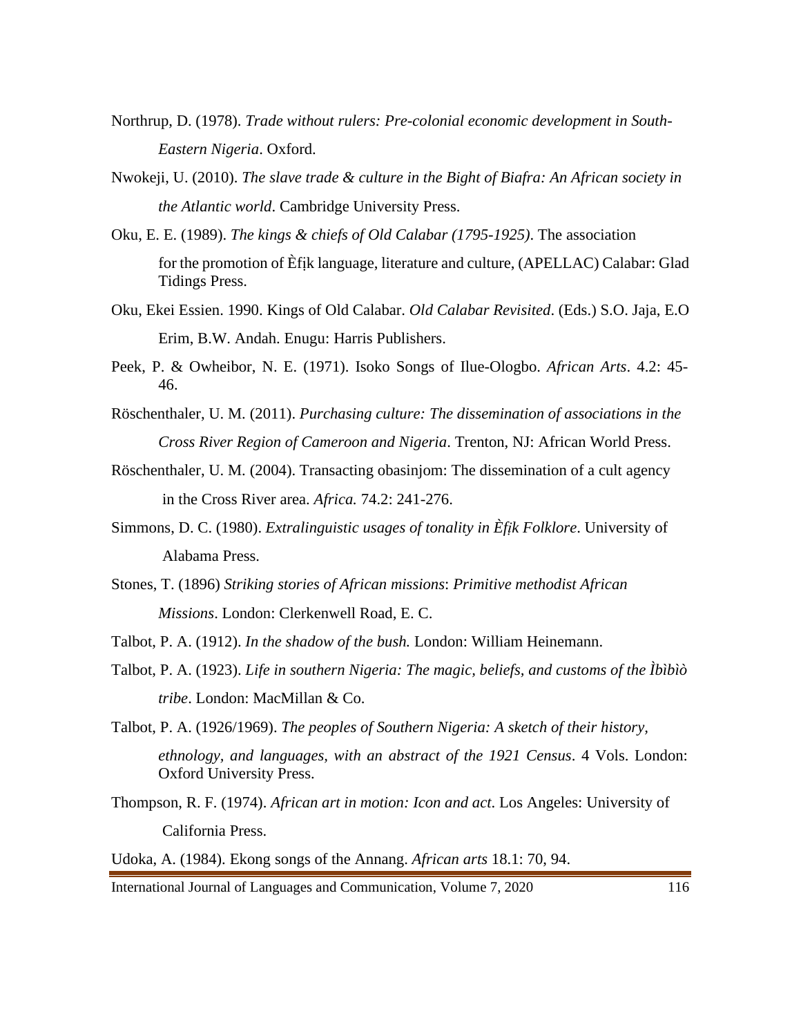Northrup, D. (1978). *Trade without rulers: Pre-colonial economic development in South-Eastern Nigeria*. Oxford.

Nwokeji, U. (2010). *The slave trade & culture in the Bight of Biafra: An African society in the Atlantic world*. Cambridge University Press.

Oku, E. E. (1989). *The kings & chiefs of Old Calabar (1795-1925)*. The association for the promotion of Èfịk language, literature and culture, (APELLAC) Calabar: Glad Tidings Press.

Oku, Ekei Essien. 1990. Kings of Old Calabar. *Old Calabar Revisited*. (Eds.) S.O. Jaja, E.O Erim, B.W. Andah. Enugu: Harris Publishers.

Peek, P. & Owheibor, N. E. (1971). Isoko Songs of Ilue-Ologbo. *African Arts*. 4.2: 45-46.

Röschenthaler, U. M. (2011). *Purchasing culture: The dissemination of associations in the Cross River Region of Cameroon and Nigeria*. Trenton, NJ: African World Press.

Röschenthaler, U. M. (2004). Transacting obasinjom: The dissemination of a cult agency in the Cross River area. *Africa.* 74.2: 241-276.

Simmons, D. C. (1980). *Extralinguistic usages of tonality in Èfịk Folklore*. University of Alabama Press.

Stones, T. (1896) *Striking stories of African missions*: *Primitive methodist African Missions*. London: Clerkenwell Road, E. C.

Talbot, P. A. (1912). *In the shadow of the bush.* London: William Heinemann.

Talbot, P. A. (1923). *Life in southern Nigeria: The magic, beliefs, and customs of the Ìbìbìò tribe*. London: MacMillan & Co.

Talbot, P. A. (1926/1969). *The peoples of Southern Nigeria: A sketch of their history, ethnology, and languages, with an abstract of the 1921 Census*. 4 Vols. London: Oxford University Press.

Thompson, R. F. (1974). *African art in motion: Icon and act*. Los Angeles: University of California Press.

Udoka, A. (1984). Ekong songs of the Annang. *African arts* 18.1: 70, 94.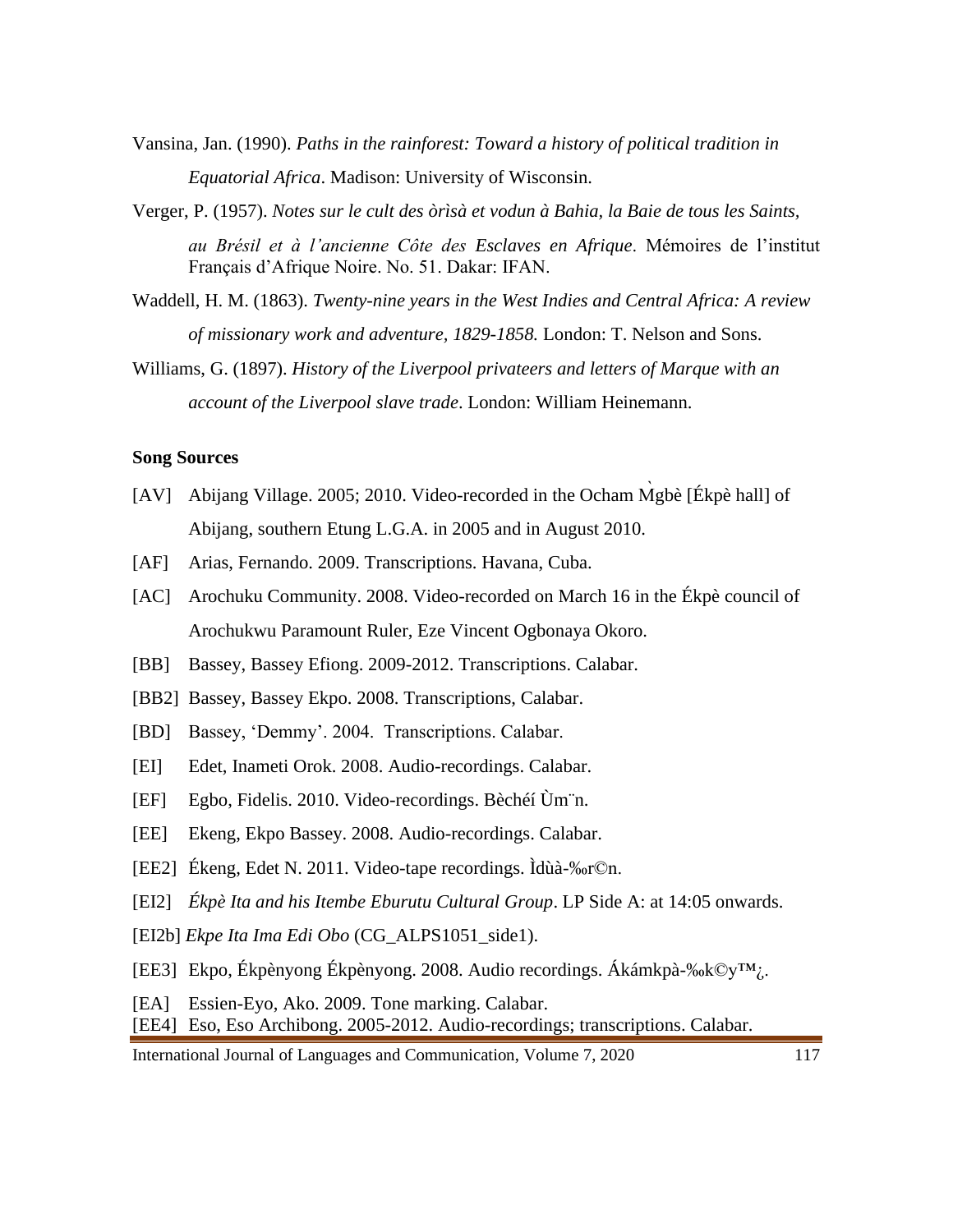Vansina, Jan. (1990). *Paths in the rainforest: Toward a history of political tradition in Equatorial Africa*. Madison: University of Wisconsin.

Verger, P. (1957). *Notes sur le cult des òrìsà et vodun à Bahia, la Baie de tous les Saints, au Brésil et à l'ancienne Côte des Esclaves en Afrique*. Mémoires de l'institut Français d'Afrique Noire. No. 51. Dakar: IFAN.

Waddell, H. M. (1863). *Twenty-nine years in the West Indies and Central Africa: A review of missionary work and adventure, 1829-1858.* London: T. Nelson and Sons.

Williams, G. (1897). *History of the Liverpool privateers and letters of Marque with an account of the Liverpool slave trade*. London: William Heinemann.

**Song Sources**

[AV] Abijang Village. 2005; 2010. Video-recorded in the Ocham M̀gbè [Ékpè hall] of Abijang, southern Etung L.G.A. in 2005 and in August 2010.

[AF] Arias, Fernando. 2009. Transcriptions. Havana, Cuba.

[AC] Arochuku Community. 2008. Video-recorded on March 16 in the Ékpè council of Arochukwu Paramount Ruler, Eze Vincent Ogbonaya Okoro.

[BB] Bassey, Bassey Efiong. 2009-2012. Transcriptions. Calabar.

[BB2] Bassey, Bassey Ekpo. 2008. Transcriptions, Calabar.

[BD] Bassey, 'Demmy'. 2004. Transcriptions. Calabar.

[EI] Edet, Inameti Orok. 2008. Audio-recordings. Calabar.

[EF] Egbo, Fidelis. 2010. Video-recordings. Bèchéí Ùm¨n.

[EE] Ekeng, Ekpo Bassey. 2008. Audio-recordings. Calabar.

[EE2] Ékeng, Edet N. 2011. Video-tape recordings. Ìdùà-‰r©n.

[EI2] *Ékpè Ita and his Itembe Eburutu Cultural Group*. LP Side A: at 14:05 onwards.

[EI2b] *Ekpe Ita Ima Edi Obo* (CG_ALPS1051_side1).

[EE3] Ekpo, Ékpènyong Ékpènyong. 2008. Audio recordings. Ákámkpà-‰k©y™¿.

[EA] Essien-Eyo, Ako. 2009. Tone marking. Calabar.

[EE4] Eso, Eso Archibong. 2005-2012. Audio-recordings; transcriptions. Calabar.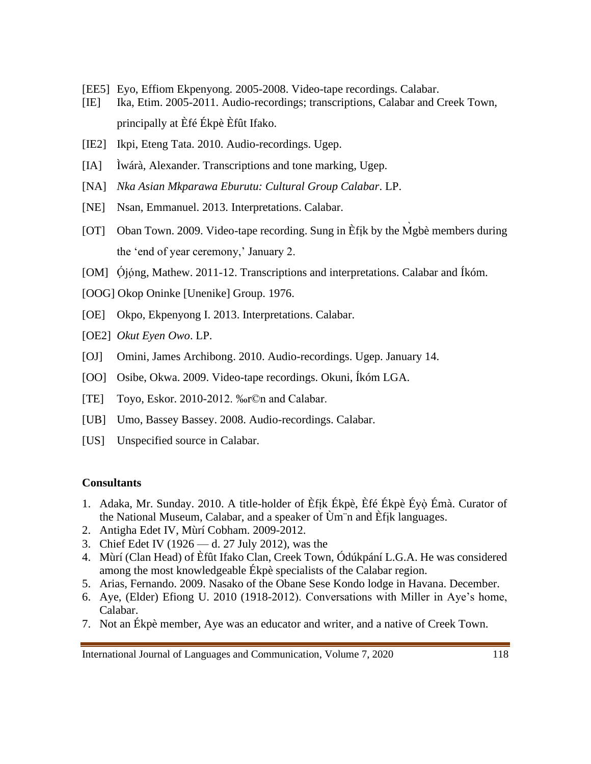[EE5] Eyo, Effiom Ekpenyong. 2005-2008. Video-tape recordings. Calabar.

[IE] Ika, Etim. 2005-2011. Audio-recordings; transcriptions, Calabar and Creek Town, principally at Èfé Ékpè Èfût Ifako.

[IE2] Ikpi, Eteng Tata. 2010. Audio-recordings. Ugep.

[IA] Ìwárà, Alexander. Transcriptions and tone marking, Ugep.

[NA] *Nka Asian Mkparawa Eburutu: Cultural Group Calabar*. LP.

[NE] Nsan, Emmanuel. 2013. Interpretations. Calabar.

[OT] Oban Town. 2009. Video-tape recording. Sung in Èfịk by the M̀gbè members during the 'end of year ceremony,' January 2.

[OM] Ọ́jọ́ng, Mathew. 2011-12. Transcriptions and interpretations. Calabar and Íkóm.

[OOG] Okop Oninke [Unenike] Group. 1976.

[OE] Okpo, Ekpenyong I. 2013. Interpretations. Calabar.

[OE2] *Okut Eyen Owo*. LP.

[OJ] Omini, James Archibong. 2010. Audio-recordings. Ugep. January 14.

[OO] Osibe, Okwa. 2009. Video-tape recordings. Okuni, Íkóm LGA.

[TE] Toyo, Eskor. 2010-2012. ‰r©n and Calabar.

[UB] Umo, Bassey Bassey. 2008. Audio-recordings. Calabar.

[US] Unspecified source in Calabar.

**Consultants**

1. Adaka, Mr. Sunday. 2010. A title-holder of Èfịk Ékpè, Èfé Ékpè Éyọ̀ Émà. Curator of the National Museum, Calabar, and a speaker of Ùm¨n and Èfịk languages.
2. Antigha Edet IV, Mùrí Cobham. 2009-2012.
3. Chief Edet IV (1926 — d. 27 July 2012), was the
4. Mùrí (Clan Head) of Èfût Ifako Clan, Creek Town, Ódúkpání L.G.A. He was considered among the most knowledgeable Ékpè specialists of the Calabar region.
5. Arias, Fernando. 2009. Nasako of the Obane Sese Kondo lodge in Havana. December.
6. Aye, (Elder) Efiong U. 2010 (1918-2012). Conversations with Miller in Aye's home, Calabar.
7. Not an Ékpè member, Aye was an educator and writer, and a native of Creek Town.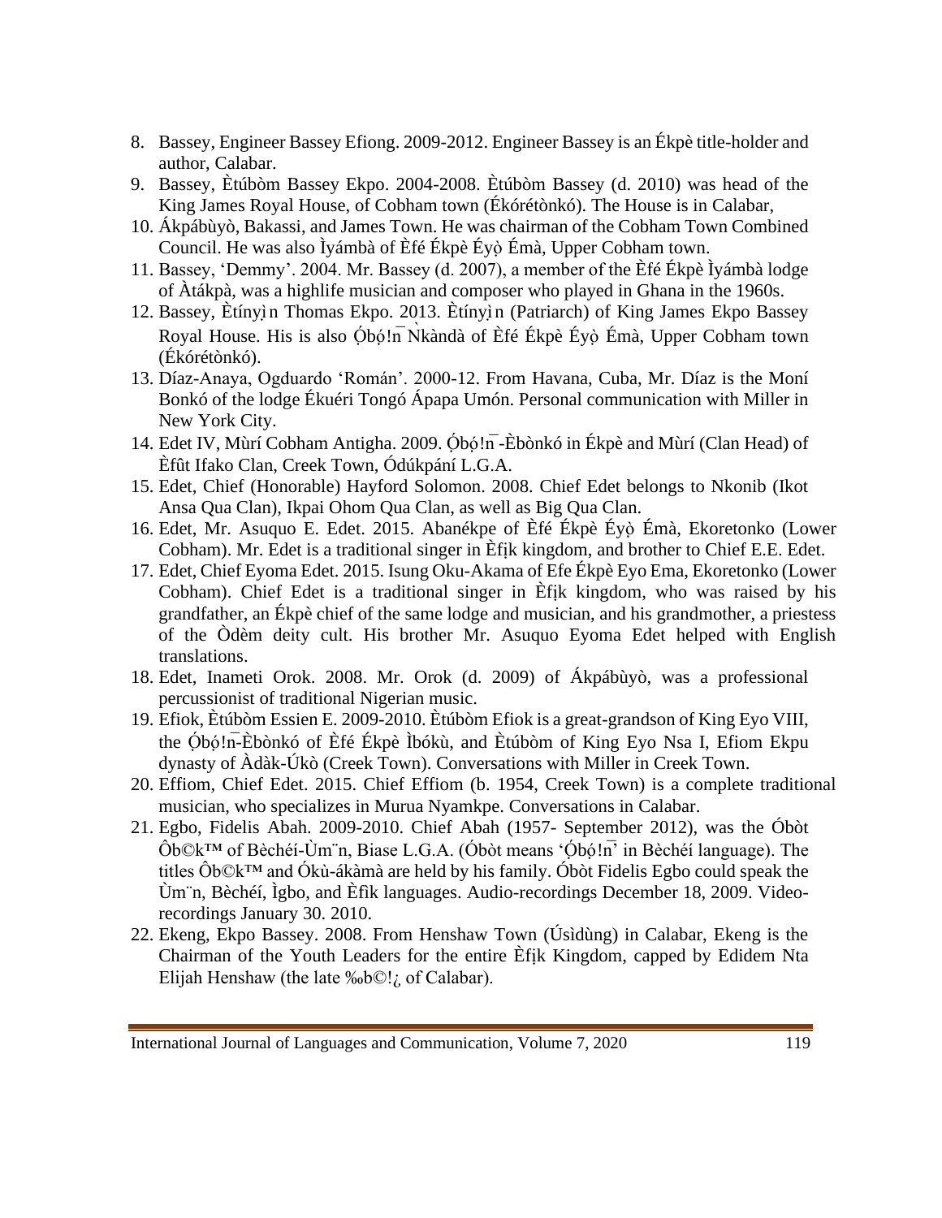8. Bassey, Engineer Bassey Efiong. 2009-2012. Engineer Bassey is an Ékpè title-holder and author, Calabar.
9. Bassey, Ètúbòm Bassey Ekpo. 2004-2008. Ètúbòm Bassey (d. 2010) was head of the King James Royal House, of Cobham town (Ékórétònkó). The House is in Calabar,
10. Ákpábùyò, Bakassi, and James Town. He was chairman of the Cobham Town Combined Council. He was also Ìyámbà of Èfé Ékpè Éyọ̀ Émà, Upper Cobham town.
11. Bassey, 'Demmy'. 2004. Mr. Bassey (d. 2007), a member of the Èfé Ékpè Ìyámbà lodge of Àtákpà, was a highlife musician and composer who played in Ghana in the 1960s.
12. Bassey, Ètínyị̀n Thomas Ekpo. 2013. Ètínyị̀n (Patriarch) of King James Ekpo Bassey Royal House. His is also Ọ́bọ́!n̄ Ǹkàndà of Èfé Ékpè Éyọ̀ Émà, Upper Cobham town (Ékórétònkó).
13. Díaz-Anaya, Ogduardo 'Román'. 2000-12. From Havana, Cuba, Mr. Díaz is the Moní Bonkó of the lodge Ékuéri Tongó Ápapa Umón. Personal communication with Miller in New York City.
14. Edet IV, Mùrí Cobham Antigha. 2009. Ọ́bọ́!n̄-Èbònkó in Ékpè and Mùrí (Clan Head) of Èfût Ifako Clan, Creek Town, Ódúkpání L.G.A.
15. Edet, Chief (Honorable) Hayford Solomon. 2008. Chief Edet belongs to Nkonib (Ikot Ansa Qua Clan), Ikpai Ohom Qua Clan, as well as Big Qua Clan.
16. Edet, Mr. Asuquo E. Edet. 2015. Abanékpe of Èfé Ékpè Éyọ̀ Émà, Ekoretonko (Lower Cobham). Mr. Edet is a traditional singer in Èfịk kingdom, and brother to Chief E.E. Edet.
17. Edet, Chief Eyoma Edet. 2015. Isung Oku-Akama of Efe Ékpè Eyo Ema, Ekoretonko (Lower Cobham). Chief Edet is a traditional singer in Èfịk kingdom, who was raised by his grandfather, an Ékpè chief of the same lodge and musician, and his grandmother, a priestess of the Òdèm deity cult. His brother Mr. Asuquo Eyoma Edet helped with English translations.
18. Edet, Inameti Orok. 2008. Mr. Orok (d. 2009) of Ákpábùyò, was a professional percussionist of traditional Nigerian music.
19. Efiok, Ètúbòm Essien E. 2009-2010. Ètúbòm Efiok is a great-grandson of King Eyo VIII, the Ọ́bọ́!n̄-Èbònkó of Èfé Ékpè Ìbókù, and Ètúbòm of King Eyo Nsa I, Efiom Ekpu dynasty of Àdàk-Úkò (Creek Town). Conversations with Miller in Creek Town.
20. Effiom, Chief Edet. 2015. Chief Effiom (b. 1954, Creek Town) is a complete traditional musician, who specializes in Murua Nyamkpe. Conversations in Calabar.
21. Egbo, Fidelis Abah. 2009-2010. Chief Abah (1957- September 2012), was the Óbòt Ôb©k™ of Bèchéí-Ùm¨n, Biase L.G.A. (Óbòt means 'Ọ́bọ́!n̄' in Bèchéí language). The titles Ôb©k™ and Ókù-ákàmà are held by his family. Óbòt Fidelis Egbo could speak the Ùm¨n, Bèchéí, Ìgbo, and Èfìk languages. Audio-recordings December 18, 2009. Video-recordings January 30. 2010.
22. Ekeng, Ekpo Bassey. 2008. From Henshaw Town (Úsìdùng) in Calabar, Ekeng is the Chairman of the Youth Leaders for the entire Èfịk Kingdom, capped by Edidem Nta Elijah Henshaw (the late ‰b©!¿ of Calabar).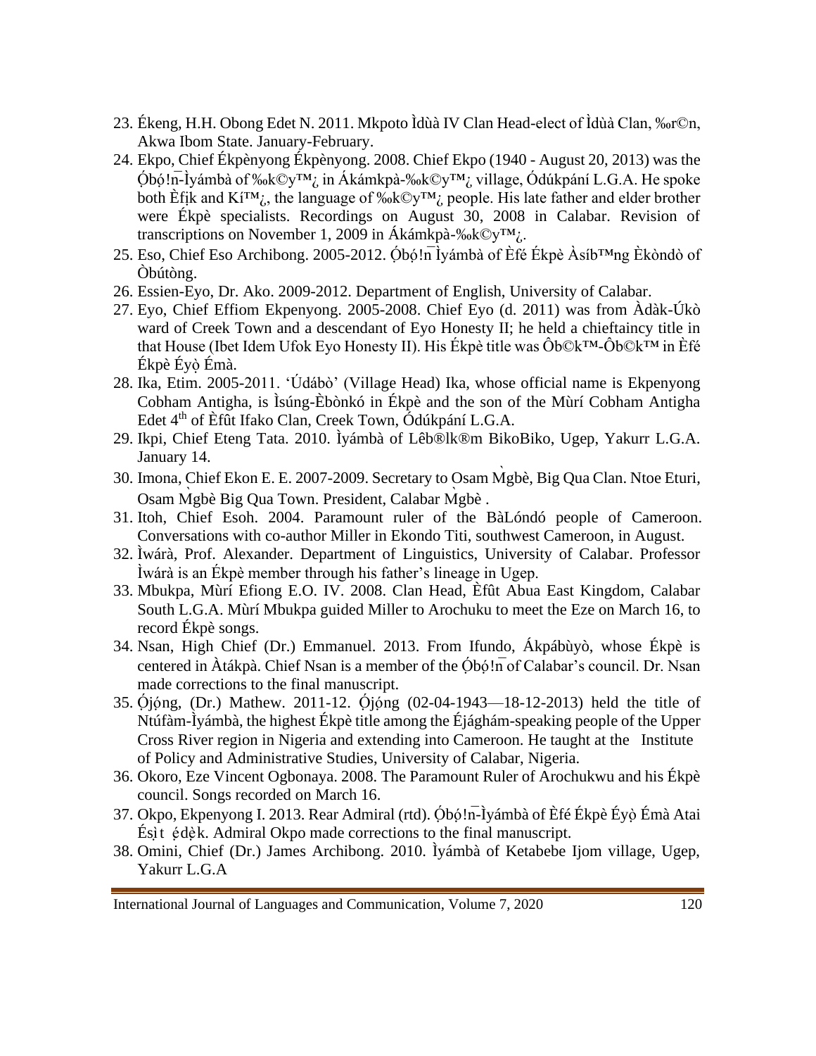23. Ékeng, H.H. Obong Edet N. 2011. Mkpoto Ìdùà IV Clan Head-elect of Ìdùà Clan, ‰r©n, Akwa Ibom State. January-February.
24. Ekpo, Chief Ékpènyong Ékpènyong. 2008. Chief Ekpo (1940 - August 20, 2013) was the Ọ́bọ́!n̄-Ìyámbà of ‰k©y™¿ in Ákámkpà-‰k©y™¿ village, Ódúkpání L.G.A. He spoke both Èfịk and Kí™¿, the language of ‰k©y™¿ people. His late father and elder brother were Ékpè specialists. Recordings on August 30, 2008 in Calabar. Revision of transcriptions on November 1, 2009 in Ákámkpà-‰k©y™¿.
25. Eso, Chief Eso Archibong. 2005-2012. Ọ́bọ́!n̄ Ìyámbà of Èfé Ékpè Àsíb™ng Èkòndò of Òbútòng.
26. Essien-Eyo, Dr. Ako. 2009-2012. Department of English, University of Calabar.
27. Eyo, Chief Effiom Ekpenyong. 2005-2008. Chief Eyo (d. 2011) was from Àdàk-Úkò ward of Creek Town and a descendant of Eyo Honesty II; he held a chieftaincy title in that House (Ibet Idem Ufok Eyo Honesty II). His Ékpè title was Ôb©k™-Ôb©k™ in Èfé Ékpè Éyọ̀ Émà.
28. Ika, Etim. 2005-2011. 'Údábò' (Village Head) Ika, whose official name is Ekpenyong Cobham Antigha, is Ìsúng-Èbònkó in Ékpè and the son of the Mùrí Cobham Antigha Edet 4th of Èfût Ifako Clan, Creek Town, Ódúkpání L.G.A.
29. Ikpi, Chief Eteng Tata. 2010. Ìyámbà of Lêb®lk®m BikoBiko, Ugep, Yakurr L.G.A. January 14.
30. Imona, Chief Ekon E. E. 2007-2009. Secretary to Osam M̀gbè, Big Qua Clan. Ntoe Eturi, Osam M̀gbè Big Qua Town. President, Calabar M̀gbè .
31. Itoh, Chief Esoh. 2004. Paramount ruler of the BàLóndó people of Cameroon. Conversations with co-author Miller in Ekondo Titi, southwest Cameroon, in August.
32. Ìwárà, Prof. Alexander. Department of Linguistics, University of Calabar. Professor Ìwárà is an Ékpè member through his father's lineage in Ugep.
33. Mbukpa, Mùrí Efiong E.O. IV. 2008. Clan Head, Èfût Abua East Kingdom, Calabar South L.G.A. Mùrí Mbukpa guided Miller to Arochuku to meet the Eze on March 16, to record Ékpè songs.
34. Nsan, High Chief (Dr.) Emmanuel. 2013. From Ifundo, Ákpábùyò, whose Ékpè is centered in Àtákpà. Chief Nsan is a member of the Ọ́bọ́!n̄ of Calabar's council. Dr. Nsan made corrections to the final manuscript.
35. Ọ́jọ́ng, (Dr.) Mathew. 2011-12. Ọ́jọ́ng (02-04-1943—18-12-2013) held the title of Ntúfàm-Ìyámbà, the highest Ékpè title among the Éjághám-speaking people of the Upper Cross River region in Nigeria and extending into Cameroon. He taught at the Institute of Policy and Administrative Studies, University of Calabar, Nigeria.
36. Okoro, Eze Vincent Ogbonaya. 2008. The Paramount Ruler of Arochukwu and his Ékpè council. Songs recorded on March 16.
37. Okpo, Ekpenyong I. 2013. Rear Admiral (rtd). Ọ́bọ́!n̄-Ìyámbà of Èfé Ékpè Éyọ̀ Émà Atai Ésịt ẹ́dẹ̀k. Admiral Okpo made corrections to the final manuscript.
38. Omini, Chief (Dr.) James Archibong. 2010. Ìyámbà of Ketabebe Ijom village, Ugep, Yakurr L.G.A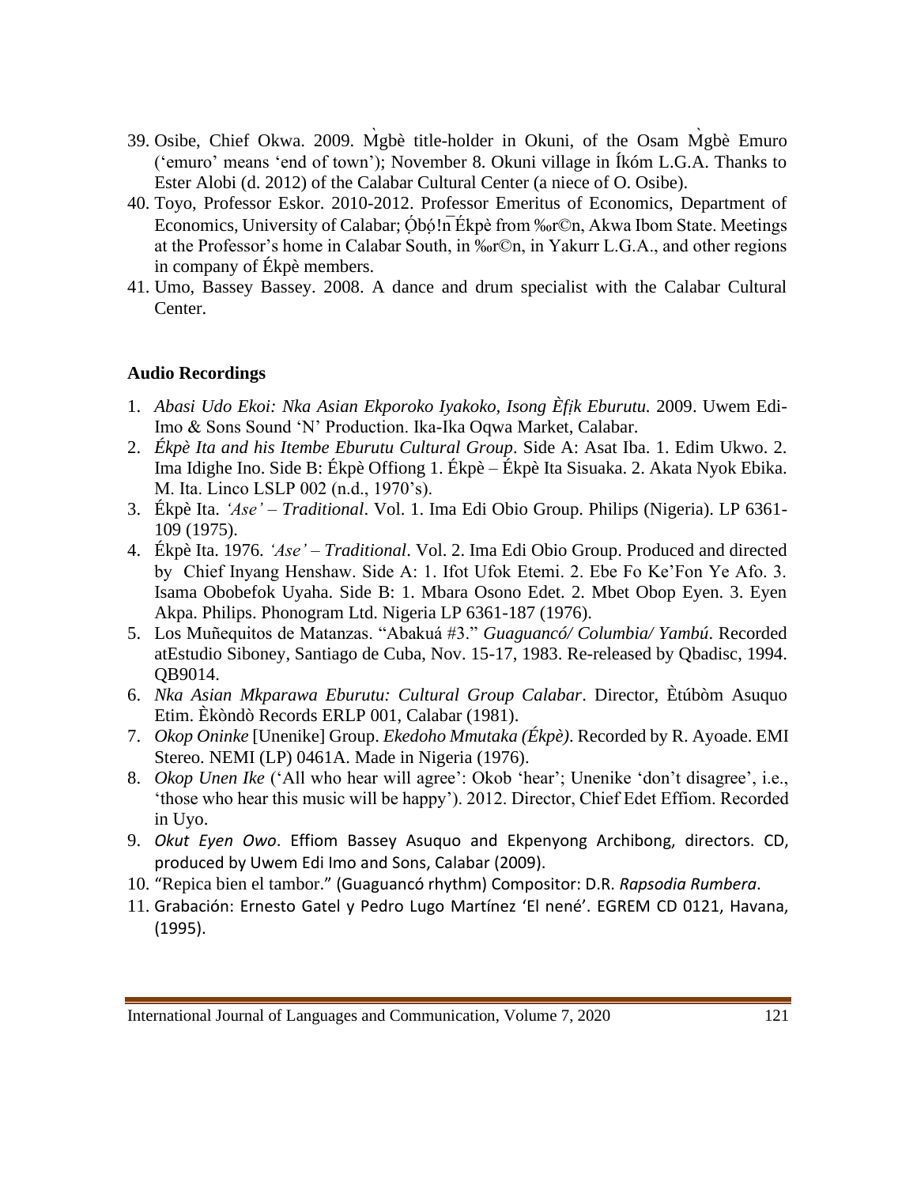39. Osibe, Chief Okwa. 2009. M̀gbè title-holder in Okuni, of the Osam M̀gbè Emuro ('emuro' means 'end of town'); November 8. Okuni village in Íkóm L.G.A. Thanks to Ester Alobi (d. 2012) of the Calabar Cultural Center (a niece of O. Osibe).
40. Toyo, Professor Eskor. 2010-2012. Professor Emeritus of Economics, Department of Economics, University of Calabar; Óbọ́!n̄ Ékpè from ‰r©n, Akwa Ibom State. Meetings at the Professor's home in Calabar South, in ‰r©n, in Yakurr L.G.A., and other regions in company of Ékpè members.
41. Umo, Bassey Bassey. 2008. A dance and drum specialist with the Calabar Cultural Center.

**Audio Recordings**

1. *Abasi Udo Ekoi: Nka Asian Ekporoko Iyakoko, Isong Èf̣ík Eburutu.* 2009. Uwem Edi-Imo & Sons Sound 'N' Production. Ika-Ika Oqwa Market, Calabar.
2. *Ékpè Ita and his Itembe Eburutu Cultural Group*. Side A: Asat Iba. 1. Edim Ukwo. 2. Ima Idighe Ino. Side B: Ékpè Offiong 1. Ékpè – Ékpè Ita Sisuaka. 2. Akata Nyok Ebika. M. Ita. Linco LSLP 002 (n.d., 1970's).
3. Ékpè Ita. *'Ase' – Traditional*. Vol. 1. Ima Edi Obio Group. Philips (Nigeria). LP 6361-109 (1975).
4. Ékpè Ita. 1976. *'Ase' – Traditional*. Vol. 2. Ima Edi Obio Group. Produced and directed by Chief Inyang Henshaw. Side A: 1. Ifot Ufok Etemi. 2. Ebe Fo Ke'Fon Ye Afo. 3. Isama Obobefok Uyaha. Side B: 1. Mbara Osono Edet. 2. Mbet Obop Eyen. 3. Eyen Akpa. Philips. Phonogram Ltd. Nigeria LP 6361-187 (1976).
5. Los Muñequitos de Matanzas. "Abakuá #3." *Guaguancó/ Columbia/ Yambú*. Recorded atEstudio Siboney, Santiago de Cuba, Nov. 15-17, 1983. Re-released by Qbadisc, 1994. QB9014.
6. *Nka Asian Mkparawa Eburutu: Cultural Group Calabar*. Director, Ètúbòm Asuquo Etim. Èkòndò Records ERLP 001, Calabar (1981).
7. *Okop Oninke* [Unenike] Group. *Ekedoho Mmutaka (Ékpè)*. Recorded by R. Ayoade. EMI Stereo. NEMI (LP) 0461A. Made in Nigeria (1976).
8. *Okop Unen Ike* ('All who hear will agree': Okob 'hear'; Unenike 'don't disagree', i.e., 'those who hear this music will be happy'). 2012. Director, Chief Edet Effiom. Recorded in Uyo.
9. *Okut Eyen Owo*. Effiom Bassey Asuquo and Ekpenyong Archibong, directors. CD, produced by Uwem Edi Imo and Sons, Calabar (2009).
10. "Repica bien el tambor." (Guaguancó rhythm) Compositor: D.R. *Rapsodia Rumbera*.
11. Grabación: Ernesto Gatel y Pedro Lugo Martínez 'El nené'. EGREM CD 0121, Havana, (1995).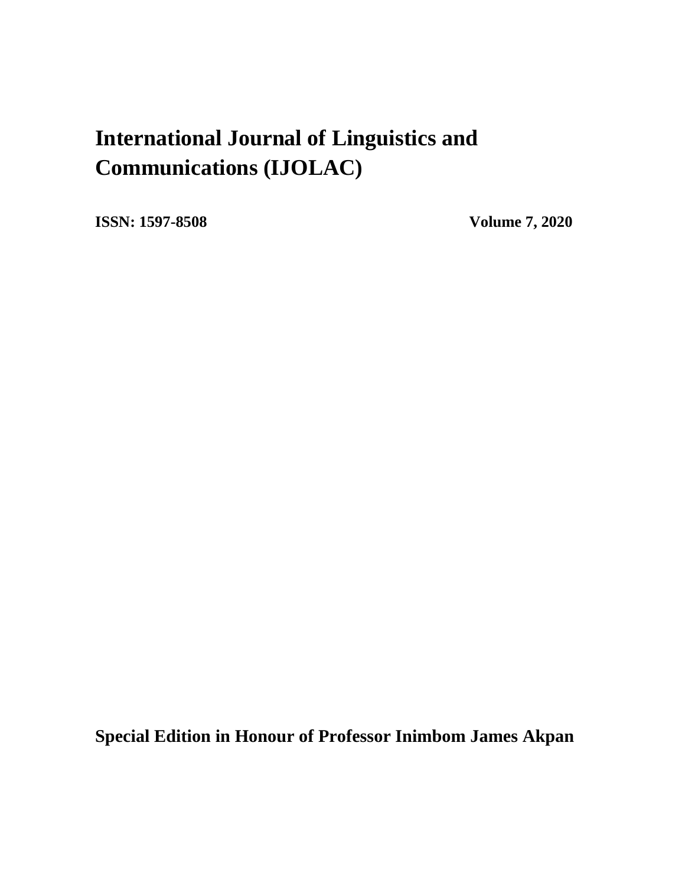# International Journal of Linguistics and Communications (IJOLAC)

**ISSN: 1597-8508** **Volume 7, 2020**

**Special Edition in Honour of Professor Inimbom James Akpan**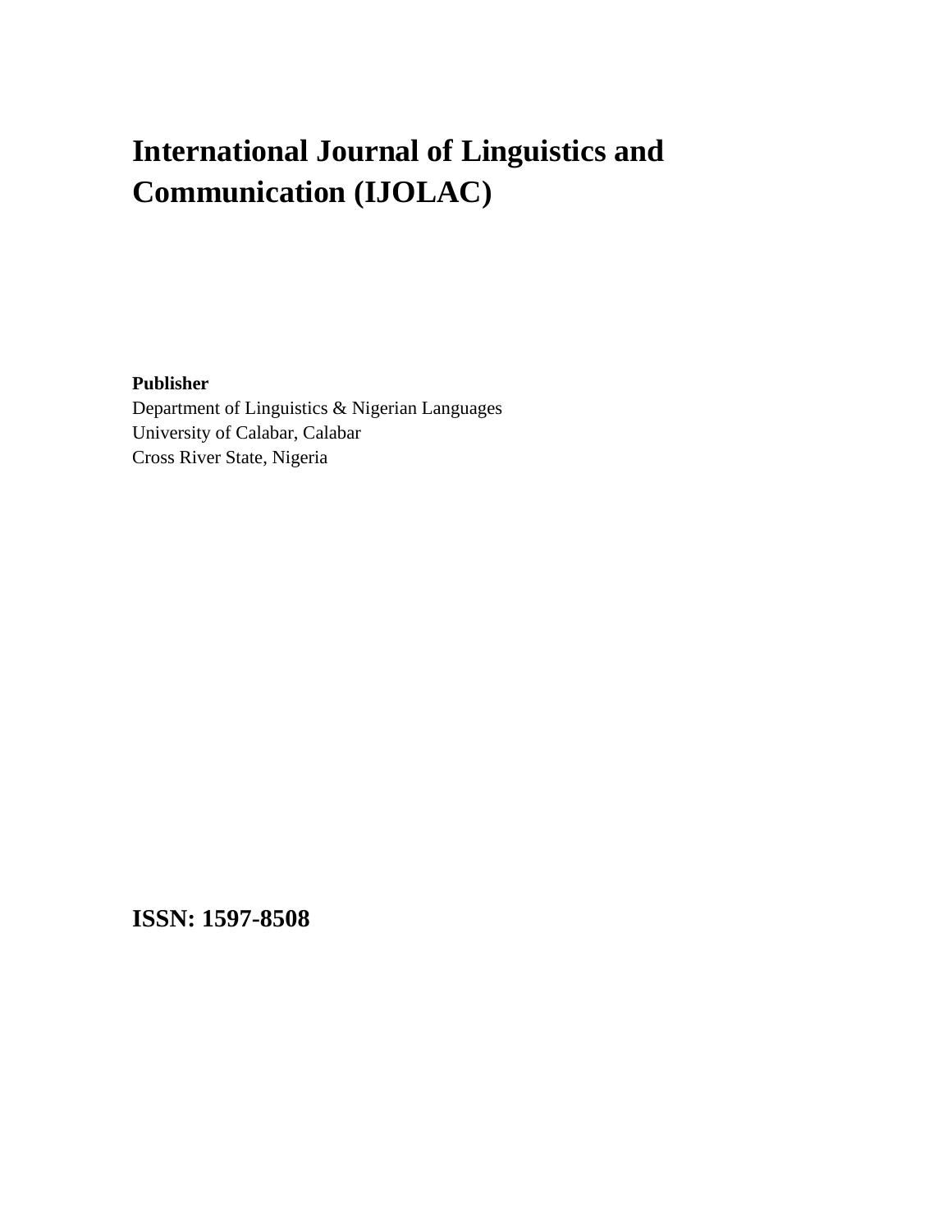# International Journal of Linguistics and Communication (IJOLAC)

**Publisher**
Department of Linguistics & Nigerian Languages
University of Calabar, Calabar
Cross River State, Nigeria

**ISSN: 1597-8508**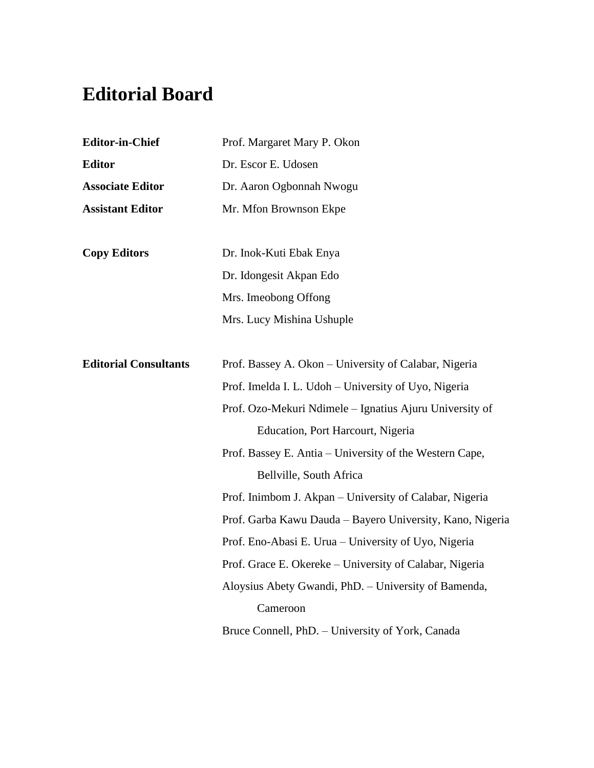# Editorial Board

| | |
|---|---|
| **Editor-in-Chief** | Prof. Margaret Mary P. Okon |
| **Editor** | Dr. Escor E. Udosen |
| **Associate Editor** | Dr. Aaron Ogbonnah Nwogu |
| **Assistant Editor** | Mr. Mfon Brownson Ekpe |

**Copy Editors**

- Dr. Inok-Kuti Ebak Enya
- Dr. Idongesit Akpan Edo
- Mrs. Imeobong Offong
- Mrs. Lucy Mishina Ushuple

**Editorial Consultants**

- Prof. Bassey A. Okon – University of Calabar, Nigeria
- Prof. Imelda I. L. Udoh – University of Uyo, Nigeria
- Prof. Ozo-Mekuri Ndimele – Ignatius Ajuru University of Education, Port Harcourt, Nigeria
- Prof. Bassey E. Antia – University of the Western Cape, Bellville, South Africa
- Prof. Inimbom J. Akpan – University of Calabar, Nigeria
- Prof. Garba Kawu Dauda – Bayero University, Kano, Nigeria
- Prof. Eno-Abasi E. Urua – University of Uyo, Nigeria
- Prof. Grace E. Okereke – University of Calabar, Nigeria
- Aloysius Abety Gwandi, PhD. – University of Bamenda, Cameroon
- Bruce Connell, PhD. – University of York, Canada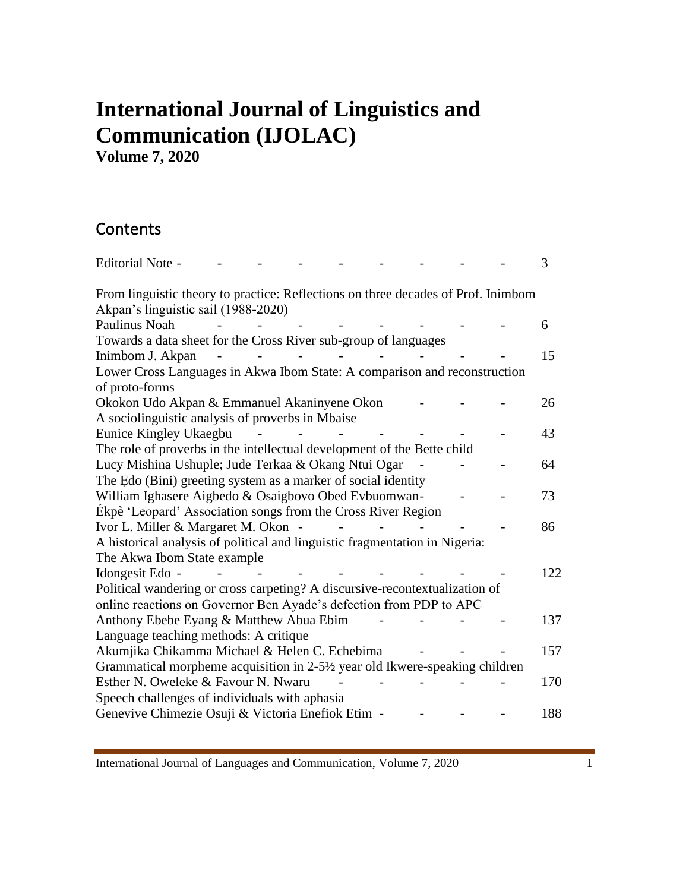# International Journal of Linguistics and Communication (IJOLAC)

**Volume 7, 2020**

## Contents

| | |
|---|---|
| Editorial Note | 3 |
| From linguistic theory to practice: Reflections on three decades of Prof. Inimbom Akpan's linguistic sail (1988-2020)<br>Paulinus Noah | 6 |
| Towards a data sheet for the Cross River sub-group of languages<br>Inimbom J. Akpan | 15 |
| Lower Cross Languages in Akwa Ibom State: A comparison and reconstruction of proto-forms<br>Okokon Udo Akpan & Emmanuel Akaninyene Okon | 26 |
| A sociolinguistic analysis of proverbs in Mbaise<br>Eunice Kingley Ukaegbu | 43 |
| The role of proverbs in the intellectual development of the Bette child<br>Lucy Mishina Ushuple; Jude Terkaa & Okang Ntui Ogar | 64 |
| The Ẹdo (Bini) greeting system as a marker of social identity<br>William Ighasere Aigbedo & Osaigbovo Obed Evbuomwan | 73 |
| Ékpè 'Leopard' Association songs from the Cross River Region<br>Ivor L. Miller & Margaret M. Okon | 86 |
| A historical analysis of political and linguistic fragmentation in Nigeria: The Akwa Ibom State example<br>Idongesit Edo | 122 |
| Political wandering or cross carpeting? A discursive-recontextualization of online reactions on Governor Ben Ayade's defection from PDP to APC<br>Anthony Ebebe Eyang & Matthew Abua Ebim | 137 |
| Language teaching methods: A critique<br>Akumjika Chikamma Michael & Helen C. Echebima | 157 |
| Grammatical morpheme acquisition in 2-5½ year old Ikwere-speaking children<br>Esther N. Oweleke & Favour N. Nwaru | 170 |
| Speech challenges of individuals with aphasia<br>Genevive Chimezie Osuji & Victoria Enefiok Etim | 188 |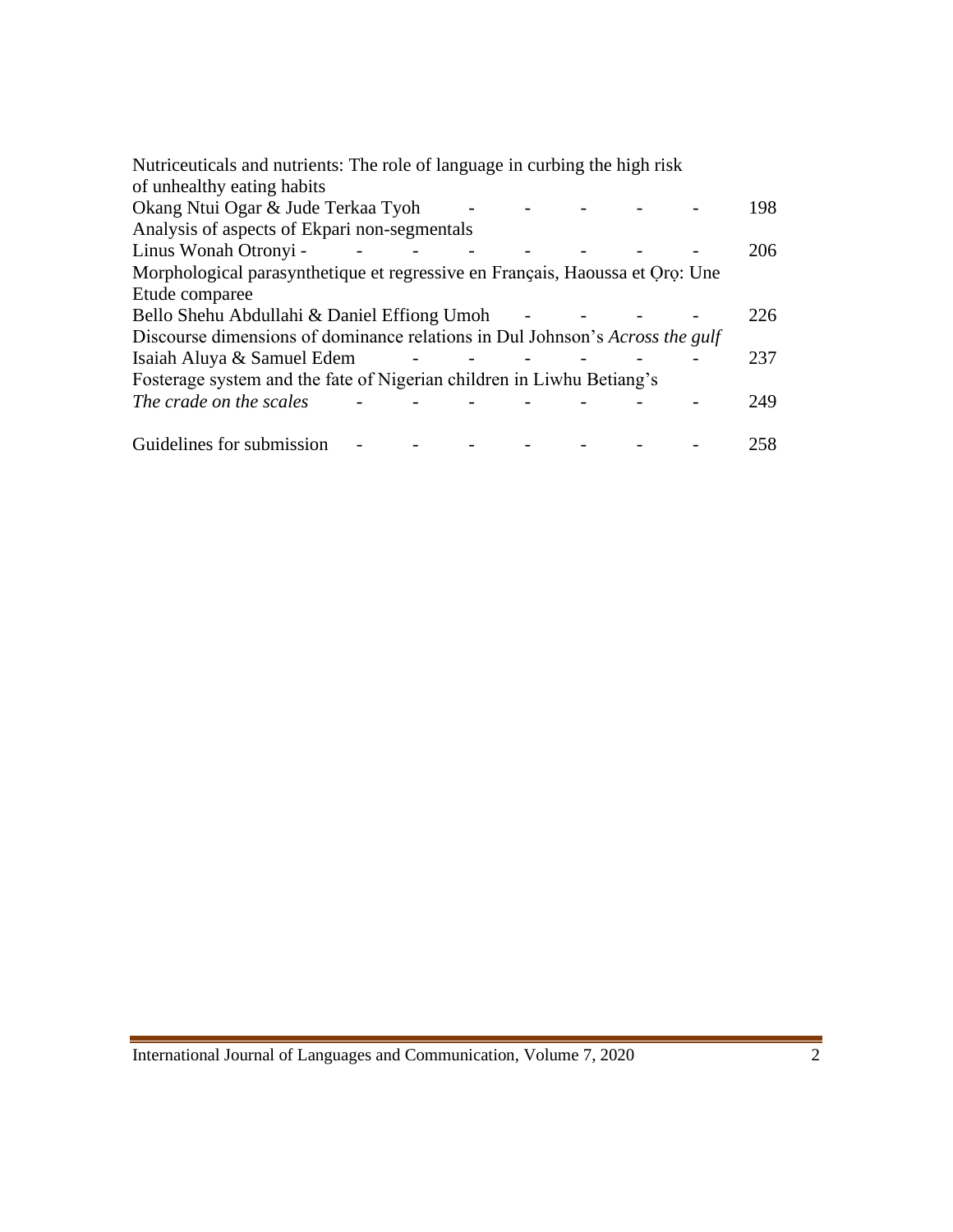Nutriceuticals and nutrients: The role of language in curbing the high risk of unhealthy eating habits
Okang Ntui Ogar & Jude Terkaa Tyoh - - - - - - 198

Analysis of aspects of Ekpari non-segmentals
Linus Wonah Otronyi - - - - - - - - - 206

Morphological parasynthetique et regressive en Français, Haoussa et Ọrọ: Une Etude comparee
Bello Shehu Abdullahi & Daniel Effiong Umoh - - - - - 226

Discourse dimensions of dominance relations in Dul Johnson's *Across the gulf*
Isaiah Aluya & Samuel Edem - - - - - - - 237

Fosterage system and the fate of Nigerian children in Liwhu Betiang's *The crade on the scales* - - - - - - - 249

Guidelines for submission - - - - - - - 258